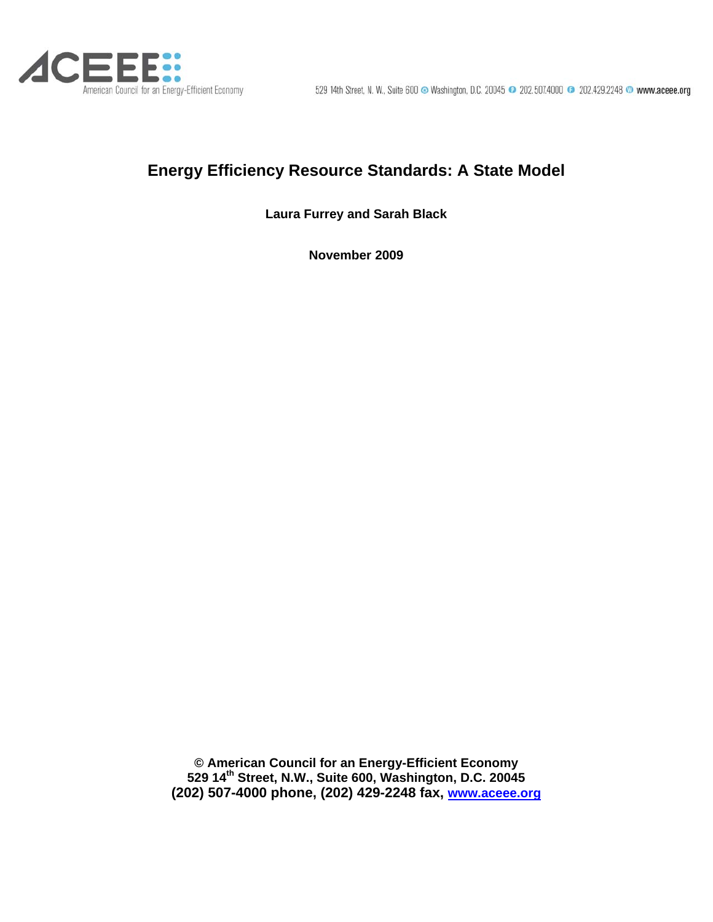# Energy Efficiency Resource Standards: A State Model

**Laura Furrey and Sarah Black**

**November 2009**

**© American Council for an Energy-Efficient Economy**
**529 14th Street, N.W., Suite 600, Washington, D.C. 20045**
**(202) 507-4000 phone, (202) 429-2248 fax, www.aceee.org**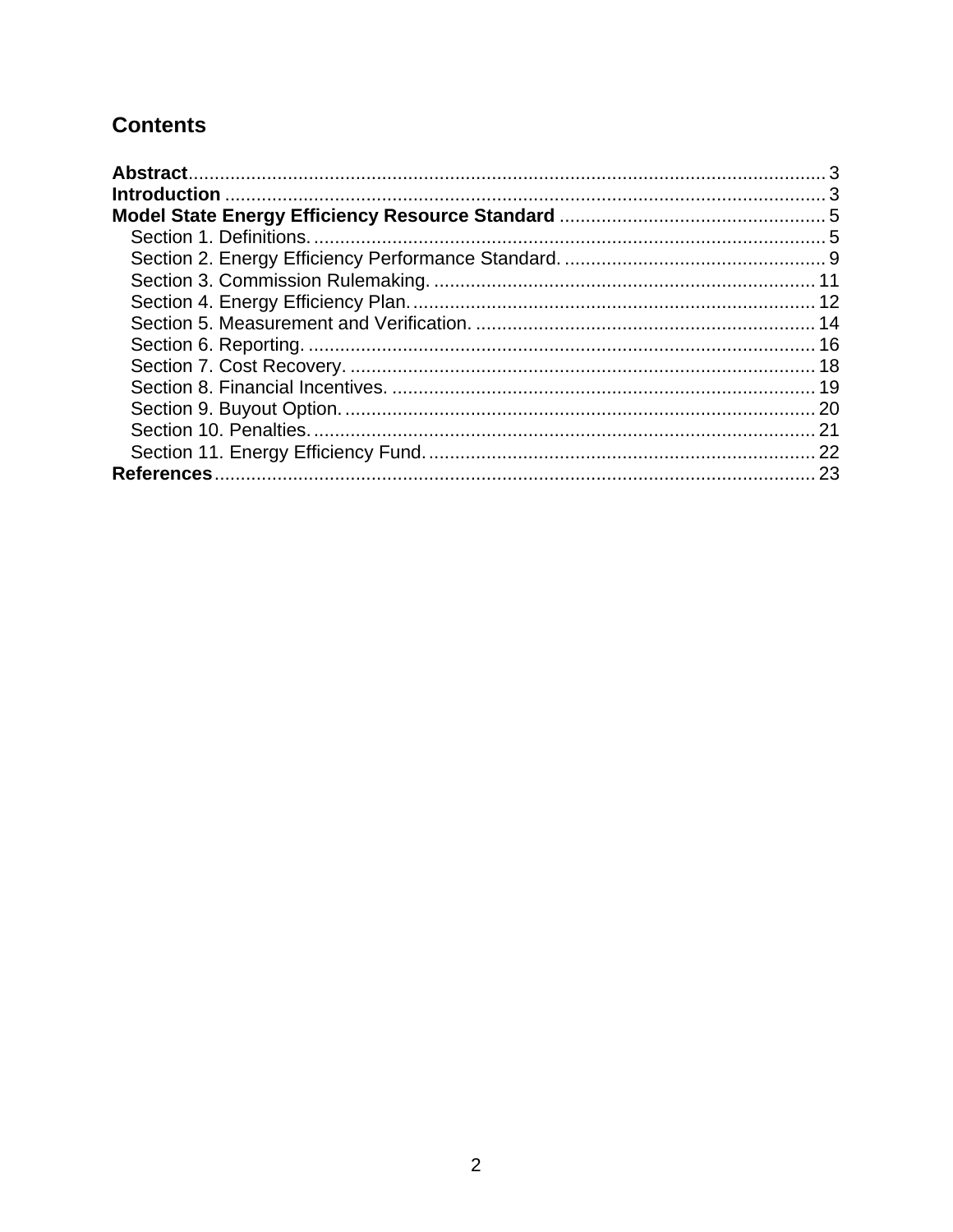# Contents

**Abstract** ........ 3
**Introduction** ........ 3
**Model State Energy Efficiency Resource Standard** ........ 5
- Section 1. Definitions. ........ 5
- Section 2. Energy Efficiency Performance Standard. ........ 9
- Section 3. Commission Rulemaking. ........ 11
- Section 4. Energy Efficiency Plan. ........ 12
- Section 5. Measurement and Verification. ........ 14
- Section 6. Reporting. ........ 16
- Section 7. Cost Recovery. ........ 18
- Section 8. Financial Incentives. ........ 19
- Section 9. Buyout Option. ........ 20
- Section 10. Penalties. ........ 21
- Section 11. Energy Efficiency Fund. ........ 22

**References** ........ 23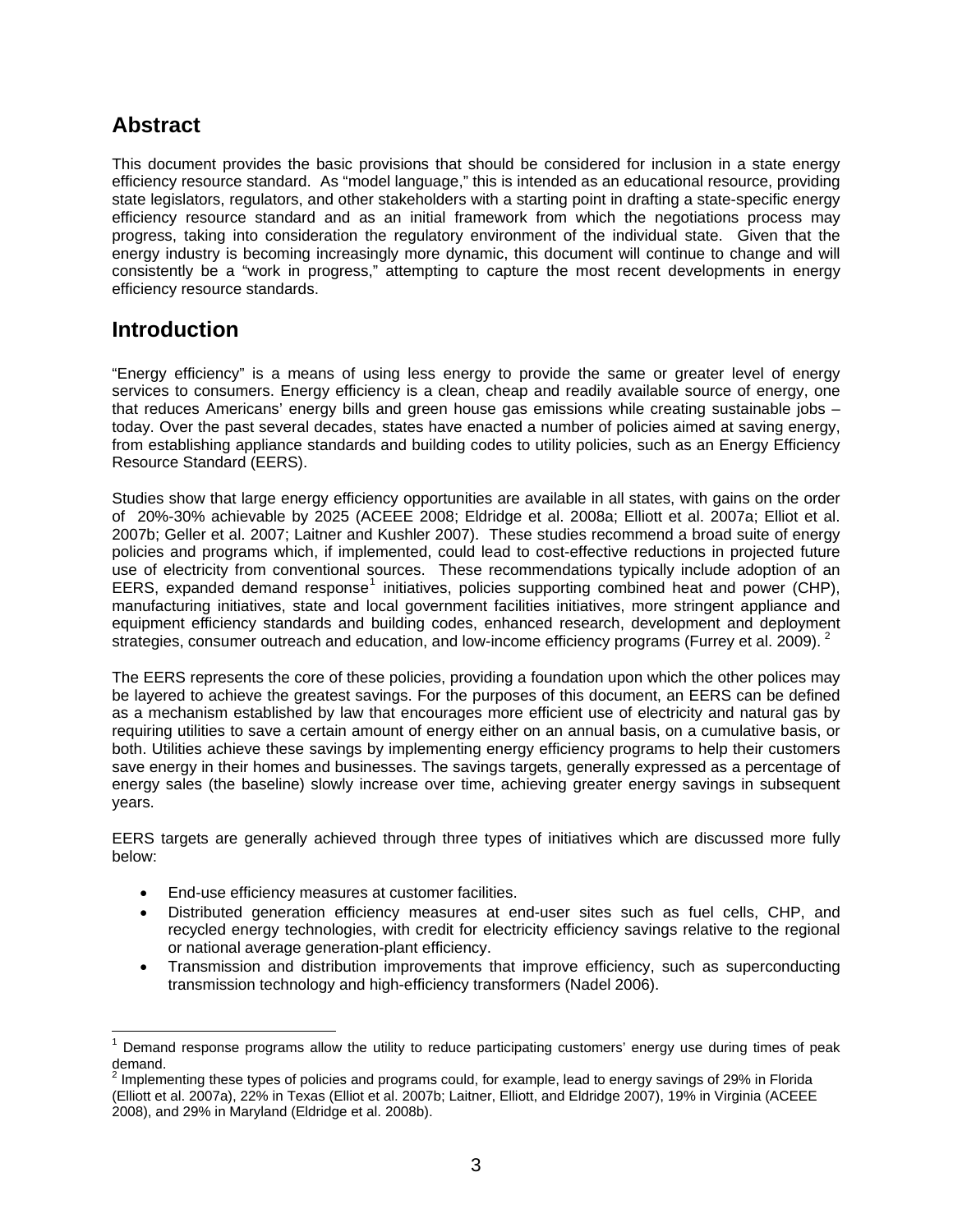## Abstract

This document provides the basic provisions that should be considered for inclusion in a state energy efficiency resource standard. As "model language," this is intended as an educational resource, providing state legislators, regulators, and other stakeholders with a starting point in drafting a state-specific energy efficiency resource standard and as an initial framework from which the negotiations process may progress, taking into consideration the regulatory environment of the individual state. Given that the energy industry is becoming increasingly more dynamic, this document will continue to change and will consistently be a "work in progress," attempting to capture the most recent developments in energy efficiency resource standards.

## Introduction

"Energy efficiency" is a means of using less energy to provide the same or greater level of energy services to consumers. Energy efficiency is a clean, cheap and readily available source of energy, one that reduces Americans' energy bills and green house gas emissions while creating sustainable jobs – today. Over the past several decades, states have enacted a number of policies aimed at saving energy, from establishing appliance standards and building codes to utility policies, such as an Energy Efficiency Resource Standard (EERS).

Studies show that large energy efficiency opportunities are available in all states, with gains on the order of 20%-30% achievable by 2025 (ACEEE 2008; Eldridge et al. 2008a; Elliott et al. 2007a; Elliot et al. 2007b; Geller et al. 2007; Laitner and Kushler 2007). These studies recommend a broad suite of energy policies and programs which, if implemented, could lead to cost-effective reductions in projected future use of electricity from conventional sources. These recommendations typically include adoption of an EERS, expanded demand response[1] initiatives, policies supporting combined heat and power (CHP), manufacturing initiatives, state and local government facilities initiatives, more stringent appliance and equipment efficiency standards and building codes, enhanced research, development and deployment strategies, consumer outreach and education, and low-income efficiency programs (Furrey et al. 2009).[2]

The EERS represents the core of these policies, providing a foundation upon which the other polices may be layered to achieve the greatest savings. For the purposes of this document, an EERS can be defined as a mechanism established by law that encourages more efficient use of electricity and natural gas by requiring utilities to save a certain amount of energy either on an annual basis, on a cumulative basis, or both. Utilities achieve these savings by implementing energy efficiency programs to help their customers save energy in their homes and businesses. The savings targets, generally expressed as a percentage of energy sales (the baseline) slowly increase over time, achieving greater energy savings in subsequent years.

EERS targets are generally achieved through three types of initiatives which are discussed more fully below:

- End-use efficiency measures at customer facilities.
- Distributed generation efficiency measures at end-user sites such as fuel cells, CHP, and recycled energy technologies, with credit for electricity efficiency savings relative to the regional or national average generation-plant efficiency.
- Transmission and distribution improvements that improve efficiency, such as superconducting transmission technology and high-efficiency transformers (Nadel 2006).

---

[1] Demand response programs allow the utility to reduce participating customers' energy use during times of peak demand.

[2] Implementing these types of policies and programs could, for example, lead to energy savings of 29% in Florida (Elliott et al. 2007a), 22% in Texas (Elliot et al. 2007b; Laitner, Elliott, and Eldridge 2007), 19% in Virginia (ACEEE 2008), and 29% in Maryland (Eldridge et al. 2008b).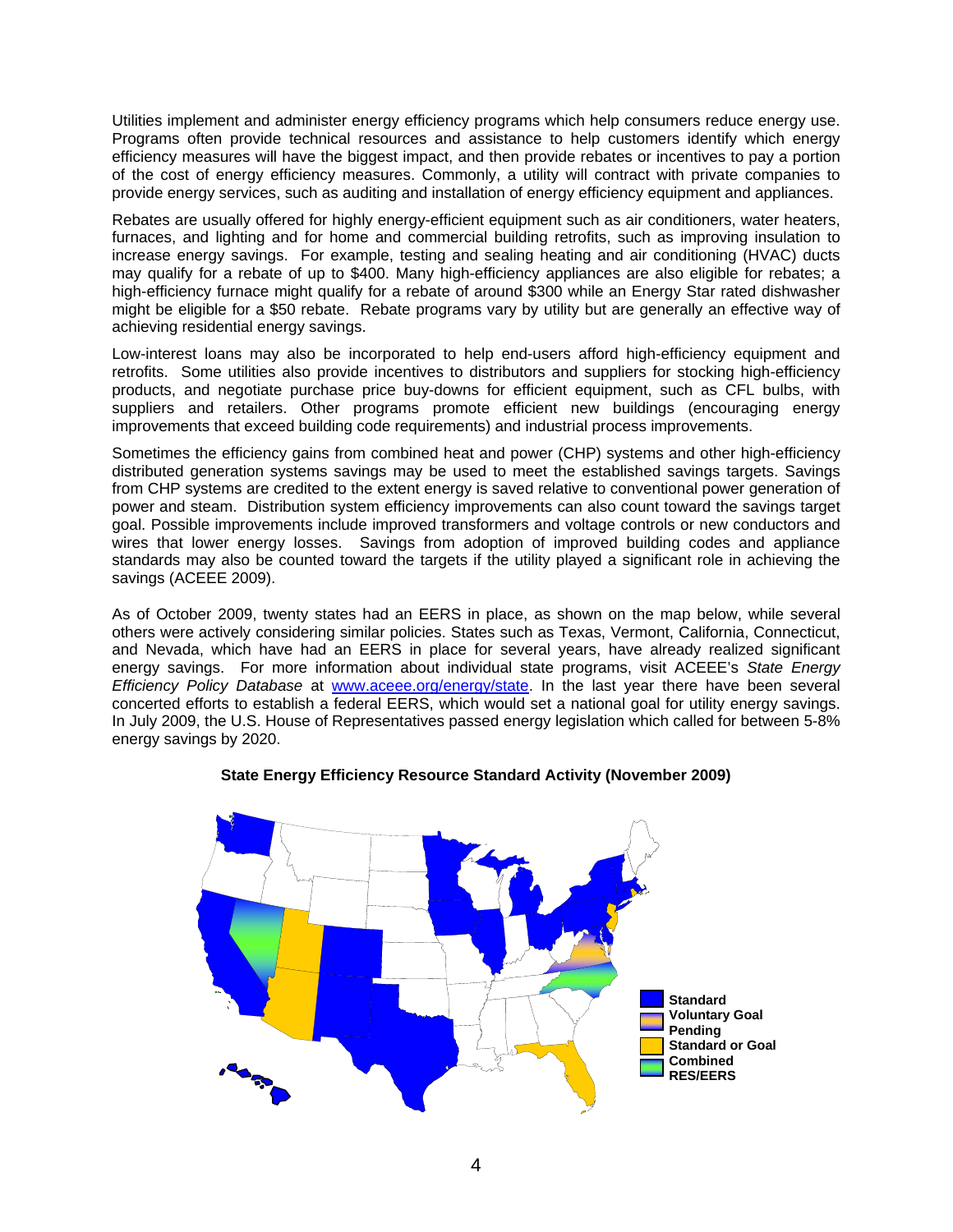Utilities implement and administer energy efficiency programs which help consumers reduce energy use. Programs often provide technical resources and assistance to help customers identify which energy efficiency measures will have the biggest impact, and then provide rebates or incentives to pay a portion of the cost of energy efficiency measures. Commonly, a utility will contract with private companies to provide energy services, such as auditing and installation of energy efficiency equipment and appliances.

Rebates are usually offered for highly energy-efficient equipment such as air conditioners, water heaters, furnaces, and lighting and for home and commercial building retrofits, such as improving insulation to increase energy savings. For example, testing and sealing heating and air conditioning (HVAC) ducts may qualify for a rebate of up to $400. Many high-efficiency appliances are also eligible for rebates; a high-efficiency furnace might qualify for a rebate of around $300 while an Energy Star rated dishwasher might be eligible for a $50 rebate. Rebate programs vary by utility but are generally an effective way of achieving residential energy savings.

Low-interest loans may also be incorporated to help end-users afford high-efficiency equipment and retrofits. Some utilities also provide incentives to distributors and suppliers for stocking high-efficiency products, and negotiate purchase price buy-downs for efficient equipment, such as CFL bulbs, with suppliers and retailers. Other programs promote efficient new buildings (encouraging energy improvements that exceed building code requirements) and industrial process improvements.

Sometimes the efficiency gains from combined heat and power (CHP) systems and other high-efficiency distributed generation systems savings may be used to meet the established savings targets. Savings from CHP systems are credited to the extent energy is saved relative to conventional power generation of power and steam. Distribution system efficiency improvements can also count toward the savings target goal. Possible improvements include improved transformers and voltage controls or new conductors and wires that lower energy losses. Savings from adoption of improved building codes and appliance standards may also be counted toward the targets if the utility played a significant role in achieving the savings (ACEEE 2009).

As of October 2009, twenty states had an EERS in place, as shown on the map below, while several others were actively considering similar policies. States such as Texas, Vermont, California, Connecticut, and Nevada, which have had an EERS in place for several years, have already realized significant energy savings. For more information about individual state programs, visit ACEEE's *State Energy Efficiency Policy Database* at www.aceee.org/energy/state. In the last year there have been several concerted efforts to establish a federal EERS, which would set a national goal for utility energy savings. In July 2009, the U.S. House of Representatives passed energy legislation which called for between 5-8% energy savings by 2020.

**State Energy Efficiency Resource Standard Activity (November 2009)**

Standard
Voluntary Goal
Pending
Standard or Goal
Combined
RES/EERS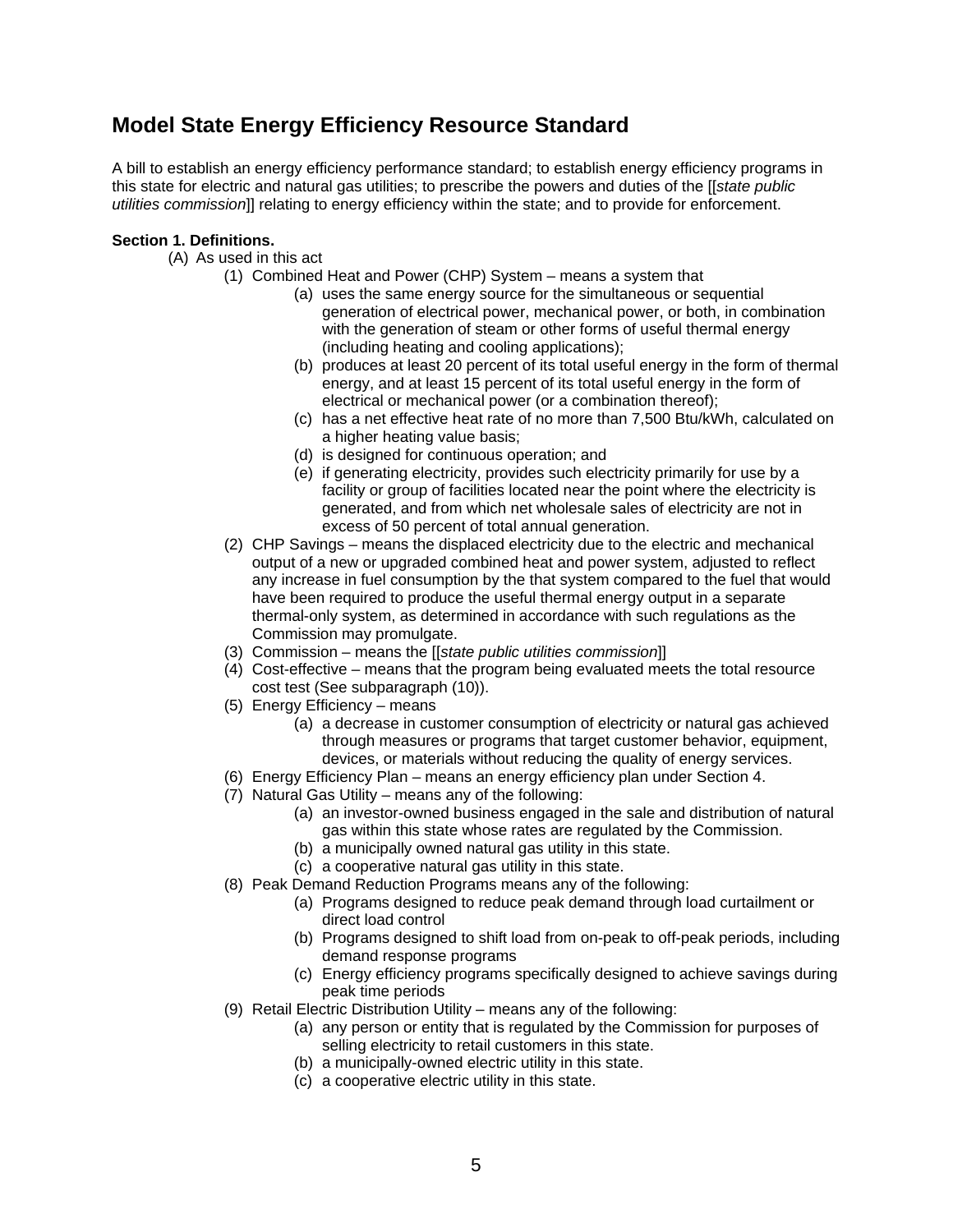## Model State Energy Efficiency Resource Standard

A bill to establish an energy efficiency performance standard; to establish energy efficiency programs in this state for electric and natural gas utilities; to prescribe the powers and duties of the [[*state public utilities commission*]] relating to energy efficiency within the state; and to provide for enforcement.

**Section 1. Definitions.**

(A) As used in this act

- (1) Combined Heat and Power (CHP) System – means a system that
  - (a) uses the same energy source for the simultaneous or sequential generation of electrical power, mechanical power, or both, in combination with the generation of steam or other forms of useful thermal energy (including heating and cooling applications);
  - (b) produces at least 20 percent of its total useful energy in the form of thermal energy, and at least 15 percent of its total useful energy in the form of electrical or mechanical power (or a combination thereof);
  - (c) has a net effective heat rate of no more than 7,500 Btu/kWh, calculated on a higher heating value basis;
  - (d) is designed for continuous operation; and
  - (e) if generating electricity, provides such electricity primarily for use by a facility or group of facilities located near the point where the electricity is generated, and from which net wholesale sales of electricity are not in excess of 50 percent of total annual generation.
- (2) CHP Savings – means the displaced electricity due to the electric and mechanical output of a new or upgraded combined heat and power system, adjusted to reflect any increase in fuel consumption by the that system compared to the fuel that would have been required to produce the useful thermal energy output in a separate thermal-only system, as determined in accordance with such regulations as the Commission may promulgate.
- (3) Commission – means the [[*state public utilities commission*]]
- (4) Cost-effective – means that the program being evaluated meets the total resource cost test (See subparagraph (10)).
- (5) Energy Efficiency – means
  - (a) a decrease in customer consumption of electricity or natural gas achieved through measures or programs that target customer behavior, equipment, devices, or materials without reducing the quality of energy services.
- (6) Energy Efficiency Plan – means an energy efficiency plan under Section 4.
- (7) Natural Gas Utility – means any of the following:
  - (a) an investor-owned business engaged in the sale and distribution of natural gas within this state whose rates are regulated by the Commission.
  - (b) a municipally owned natural gas utility in this state.
  - (c) a cooperative natural gas utility in this state.
- (8) Peak Demand Reduction Programs means any of the following:
  - (a) Programs designed to reduce peak demand through load curtailment or direct load control
  - (b) Programs designed to shift load from on-peak to off-peak periods, including demand response programs
  - (c) Energy efficiency programs specifically designed to achieve savings during peak time periods
- (9) Retail Electric Distribution Utility – means any of the following:
  - (a) any person or entity that is regulated by the Commission for purposes of selling electricity to retail customers in this state.
  - (b) a municipally-owned electric utility in this state.
  - (c) a cooperative electric utility in this state.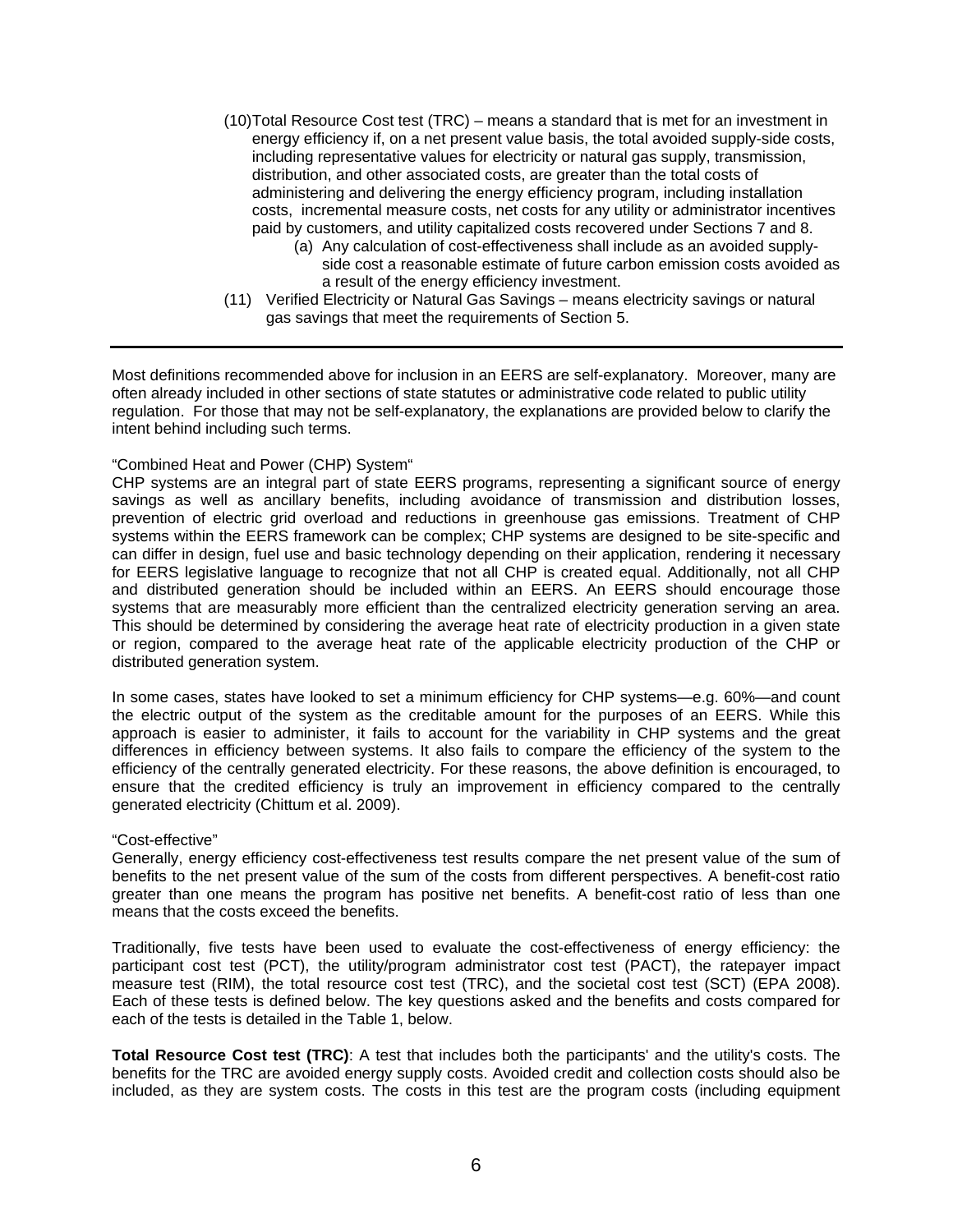(10) Total Resource Cost test (TRC) – means a standard that is met for an investment in energy efficiency if, on a net present value basis, the total avoided supply-side costs, including representative values for electricity or natural gas supply, transmission, distribution, and other associated costs, are greater than the total costs of administering and delivering the energy efficiency program, including installation costs, incremental measure costs, net costs for any utility or administrator incentives paid by customers, and utility capitalized costs recovered under Sections 7 and 8.

   (a) Any calculation of cost-effectiveness shall include as an avoided supply-side cost a reasonable estimate of future carbon emission costs avoided as a result of the energy efficiency investment.

(11) Verified Electricity or Natural Gas Savings – means electricity savings or natural gas savings that meet the requirements of Section 5.

---

Most definitions recommended above for inclusion in an EERS are self-explanatory. Moreover, many are often already included in other sections of state statutes or administrative code related to public utility regulation. For those that may not be self-explanatory, the explanations are provided below to clarify the intent behind including such terms.

"Combined Heat and Power (CHP) System"

CHP systems are an integral part of state EERS programs, representing a significant source of energy savings as well as ancillary benefits, including avoidance of transmission and distribution losses, prevention of electric grid overload and reductions in greenhouse gas emissions. Treatment of CHP systems within the EERS framework can be complex; CHP systems are designed to be site-specific and can differ in design, fuel use and basic technology depending on their application, rendering it necessary for EERS legislative language to recognize that not all CHP is created equal. Additionally, not all CHP and distributed generation should be included within an EERS. An EERS should encourage those systems that are measurably more efficient than the centralized electricity generation serving an area. This should be determined by considering the average heat rate of electricity production in a given state or region, compared to the average heat rate of the applicable electricity production of the CHP or distributed generation system.

In some cases, states have looked to set a minimum efficiency for CHP systems—e.g. 60%—and count the electric output of the system as the creditable amount for the purposes of an EERS. While this approach is easier to administer, it fails to account for the variability in CHP systems and the great differences in efficiency between systems. It also fails to compare the efficiency of the system to the efficiency of the centrally generated electricity. For these reasons, the above definition is encouraged, to ensure that the credited efficiency is truly an improvement in efficiency compared to the centrally generated electricity (Chittum et al. 2009).

"Cost-effective"

Generally, energy efficiency cost-effectiveness test results compare the net present value of the sum of benefits to the net present value of the sum of the costs from different perspectives. A benefit-cost ratio greater than one means the program has positive net benefits. A benefit-cost ratio of less than one means that the costs exceed the benefits.

Traditionally, five tests have been used to evaluate the cost-effectiveness of energy efficiency: the participant cost test (PCT), the utility/program administrator cost test (PACT), the ratepayer impact measure test (RIM), the total resource cost test (TRC), and the societal cost test (SCT) (EPA 2008). Each of these tests is defined below. The key questions asked and the benefits and costs compared for each of the tests is detailed in the Table 1, below.

**Total Resource Cost test (TRC)**: A test that includes both the participants' and the utility's costs. The benefits for the TRC are avoided energy supply costs. Avoided credit and collection costs should also be included, as they are system costs. The costs in this test are the program costs (including equipment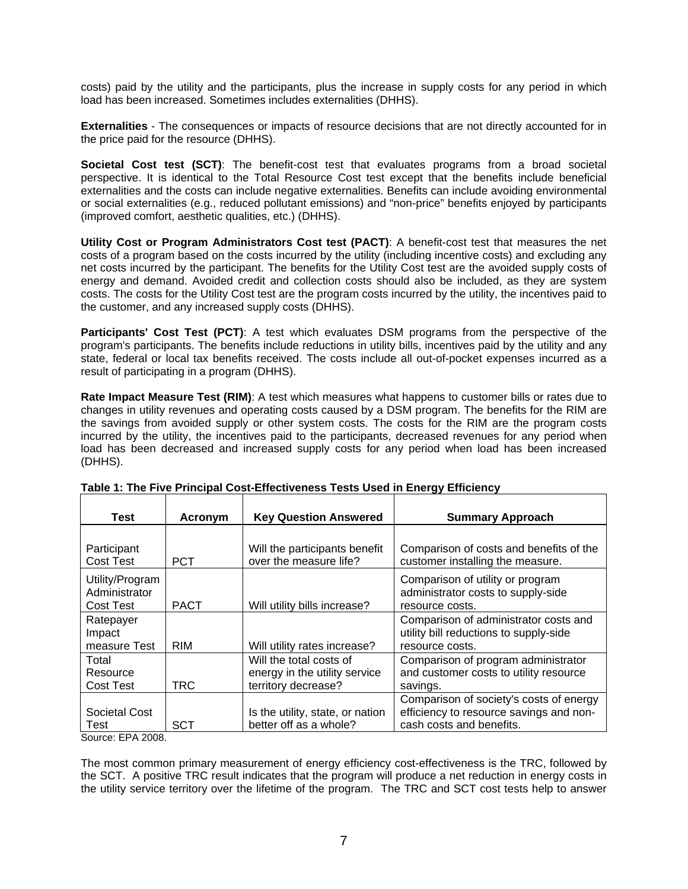costs) paid by the utility and the participants, plus the increase in supply costs for any period in which load has been increased. Sometimes includes externalities (DHHS).

**Externalities** - The consequences or impacts of resource decisions that are not directly accounted for in the price paid for the resource (DHHS).

**Societal Cost test (SCT)**: The benefit-cost test that evaluates programs from a broad societal perspective. It is identical to the Total Resource Cost test except that the benefits include beneficial externalities and the costs can include negative externalities. Benefits can include avoiding environmental or social externalities (e.g., reduced pollutant emissions) and "non-price" benefits enjoyed by participants (improved comfort, aesthetic qualities, etc.) (DHHS).

**Utility Cost or Program Administrators Cost test (PACT)**: A benefit-cost test that measures the net costs of a program based on the costs incurred by the utility (including incentive costs) and excluding any net costs incurred by the participant. The benefits for the Utility Cost test are the avoided supply costs of energy and demand. Avoided credit and collection costs should also be included, as they are system costs. The costs for the Utility Cost test are the program costs incurred by the utility, the incentives paid to the customer, and any increased supply costs (DHHS).

**Participants' Cost Test (PCT)**: A test which evaluates DSM programs from the perspective of the program's participants. The benefits include reductions in utility bills, incentives paid by the utility and any state, federal or local tax benefits received. The costs include all out-of-pocket expenses incurred as a result of participating in a program (DHHS).

**Rate Impact Measure Test (RIM)**: A test which measures what happens to customer bills or rates due to changes in utility revenues and operating costs caused by a DSM program. The benefits for the RIM are the savings from avoided supply or other system costs. The costs for the RIM are the program costs incurred by the utility, the incentives paid to the participants, decreased revenues for any period when load has been decreased and increased supply costs for any period when load has been increased (DHHS).

**Table 1: The Five Principal Cost-Effectiveness Tests Used in Energy Efficiency**

| Test | Acronym | Key Question Answered | Summary Approach |
|---|---|---|---|
| Participant Cost Test | PCT | Will the participants benefit over the measure life? | Comparison of costs and benefits of the customer installing the measure. |
| Utility/Program Administrator Cost Test | PACT | Will utility bills increase? | Comparison of utility or program administrator costs to supply-side resource costs. |
| Ratepayer Impact measure Test | RIM | Will utility rates increase? | Comparison of administrator costs and utility bill reductions to supply-side resource costs. |
| Total Resource Cost Test | TRC | Will the total costs of energy in the utility service territory decrease? | Comparison of program administrator and customer costs to utility resource savings. |
| Societal Cost Test | SCT | Is the utility, state, or nation better off as a whole? | Comparison of society's costs of energy efficiency to resource savings and non-cash costs and benefits. |

Source: EPA 2008.

The most common primary measurement of energy efficiency cost-effectiveness is the TRC, followed by the SCT. A positive TRC result indicates that the program will produce a net reduction in energy costs in the utility service territory over the lifetime of the program. The TRC and SCT cost tests help to answer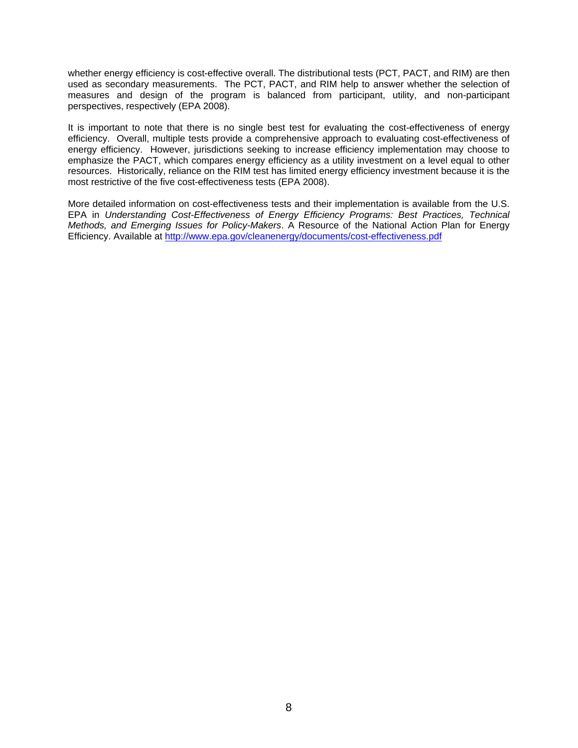whether energy efficiency is cost-effective overall. The distributional tests (PCT, PACT, and RIM) are then used as secondary measurements. The PCT, PACT, and RIM help to answer whether the selection of measures and design of the program is balanced from participant, utility, and non-participant perspectives, respectively (EPA 2008).

It is important to note that there is no single best test for evaluating the cost-effectiveness of energy efficiency. Overall, multiple tests provide a comprehensive approach to evaluating cost-effectiveness of energy efficiency. However, jurisdictions seeking to increase efficiency implementation may choose to emphasize the PACT, which compares energy efficiency as a utility investment on a level equal to other resources. Historically, reliance on the RIM test has limited energy efficiency investment because it is the most restrictive of the five cost-effectiveness tests (EPA 2008).

More detailed information on cost-effectiveness tests and their implementation is available from the U.S. EPA in *Understanding Cost-Effectiveness of Energy Efficiency Programs: Best Practices, Technical Methods, and Emerging Issues for Policy-Makers*. A Resource of the National Action Plan for Energy Efficiency. Available at [http://www.epa.gov/cleanenergy/documents/cost-effectiveness.pdf](http://www.epa.gov/cleanenergy/documents/cost-effectiveness.pdf)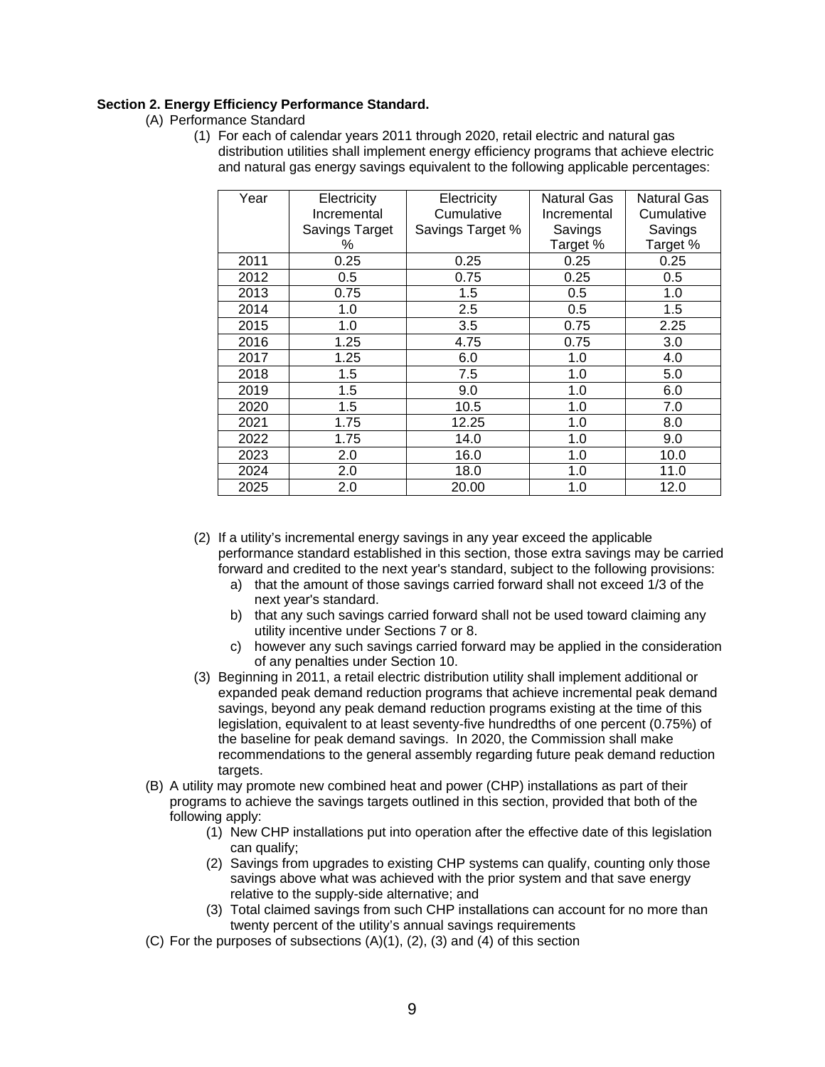**Section 2. Energy Efficiency Performance Standard.**

(A) Performance Standard

(1) For each of calendar years 2011 through 2020, retail electric and natural gas distribution utilities shall implement energy efficiency programs that achieve electric and natural gas energy savings equivalent to the following applicable percentages:

| Year | Electricity Incremental Savings Target % | Electricity Cumulative Savings Target % | Natural Gas Incremental Savings Target % | Natural Gas Cumulative Savings Target % |
|---|---|---|---|---|
| 2011 | 0.25 | 0.25 | 0.25 | 0.25 |
| 2012 | 0.5 | 0.75 | 0.25 | 0.5 |
| 2013 | 0.75 | 1.5 | 0.5 | 1.0 |
| 2014 | 1.0 | 2.5 | 0.5 | 1.5 |
| 2015 | 1.0 | 3.5 | 0.75 | 2.25 |
| 2016 | 1.25 | 4.75 | 0.75 | 3.0 |
| 2017 | 1.25 | 6.0 | 1.0 | 4.0 |
| 2018 | 1.5 | 7.5 | 1.0 | 5.0 |
| 2019 | 1.5 | 9.0 | 1.0 | 6.0 |
| 2020 | 1.5 | 10.5 | 1.0 | 7.0 |
| 2021 | 1.75 | 12.25 | 1.0 | 8.0 |
| 2022 | 1.75 | 14.0 | 1.0 | 9.0 |
| 2023 | 2.0 | 16.0 | 1.0 | 10.0 |
| 2024 | 2.0 | 18.0 | 1.0 | 11.0 |
| 2025 | 2.0 | 20.00 | 1.0 | 12.0 |

(2) If a utility's incremental energy savings in any year exceed the applicable performance standard established in this section, those extra savings may be carried forward and credited to the next year's standard, subject to the following provisions:

a) that the amount of those savings carried forward shall not exceed 1/3 of the next year's standard.

b) that any such savings carried forward shall not be used toward claiming any utility incentive under Sections 7 or 8.

c) however any such savings carried forward may be applied in the consideration of any penalties under Section 10.

(3) Beginning in 2011, a retail electric distribution utility shall implement additional or expanded peak demand reduction programs that achieve incremental peak demand savings, beyond any peak demand reduction programs existing at the time of this legislation, equivalent to at least seventy-five hundredths of one percent (0.75%) of the baseline for peak demand savings. In 2020, the Commission shall make recommendations to the general assembly regarding future peak demand reduction targets.

(B) A utility may promote new combined heat and power (CHP) installations as part of their programs to achieve the savings targets outlined in this section, provided that both of the following apply:

(1) New CHP installations put into operation after the effective date of this legislation can qualify;

(2) Savings from upgrades to existing CHP systems can qualify, counting only those savings above what was achieved with the prior system and that save energy relative to the supply-side alternative; and

(3) Total claimed savings from such CHP installations can account for no more than twenty percent of the utility's annual savings requirements

(C) For the purposes of subsections (A)(1), (2), (3) and (4) of this section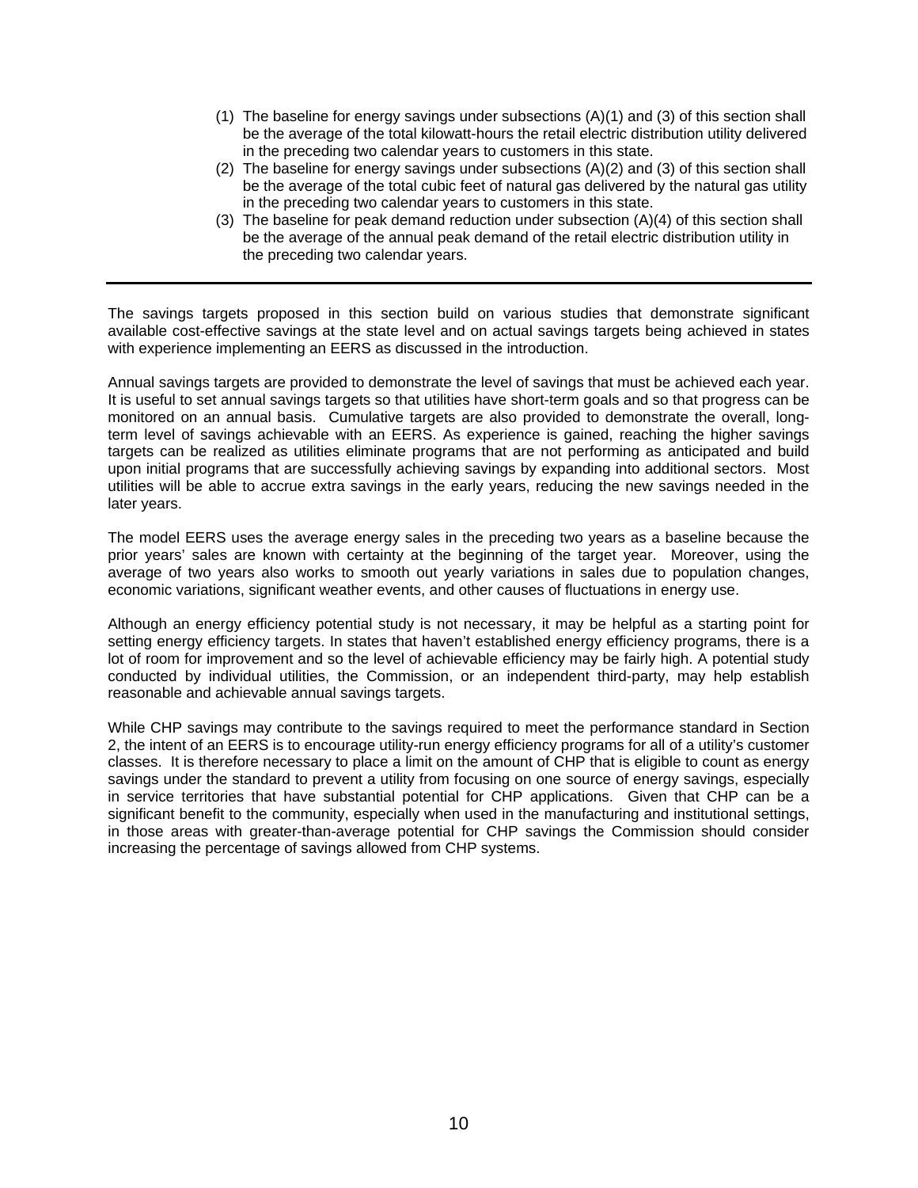(1) The baseline for energy savings under subsections (A)(1) and (3) of this section shall be the average of the total kilowatt-hours the retail electric distribution utility delivered in the preceding two calendar years to customers in this state.
(2) The baseline for energy savings under subsections (A)(2) and (3) of this section shall be the average of the total cubic feet of natural gas delivered by the natural gas utility in the preceding two calendar years to customers in this state.
(3) The baseline for peak demand reduction under subsection (A)(4) of this section shall be the average of the annual peak demand of the retail electric distribution utility in the preceding two calendar years.

---

The savings targets proposed in this section build on various studies that demonstrate significant available cost-effective savings at the state level and on actual savings targets being achieved in states with experience implementing an EERS as discussed in the introduction.

Annual savings targets are provided to demonstrate the level of savings that must be achieved each year. It is useful to set annual savings targets so that utilities have short-term goals and so that progress can be monitored on an annual basis. Cumulative targets are also provided to demonstrate the overall, long-term level of savings achievable with an EERS. As experience is gained, reaching the higher savings targets can be realized as utilities eliminate programs that are not performing as anticipated and build upon initial programs that are successfully achieving savings by expanding into additional sectors. Most utilities will be able to accrue extra savings in the early years, reducing the new savings needed in the later years.

The model EERS uses the average energy sales in the preceding two years as a baseline because the prior years' sales are known with certainty at the beginning of the target year. Moreover, using the average of two years also works to smooth out yearly variations in sales due to population changes, economic variations, significant weather events, and other causes of fluctuations in energy use.

Although an energy efficiency potential study is not necessary, it may be helpful as a starting point for setting energy efficiency targets. In states that haven't established energy efficiency programs, there is a lot of room for improvement and so the level of achievable efficiency may be fairly high. A potential study conducted by individual utilities, the Commission, or an independent third-party, may help establish reasonable and achievable annual savings targets.

While CHP savings may contribute to the savings required to meet the performance standard in Section 2, the intent of an EERS is to encourage utility-run energy efficiency programs for all of a utility's customer classes. It is therefore necessary to place a limit on the amount of CHP that is eligible to count as energy savings under the standard to prevent a utility from focusing on one source of energy savings, especially in service territories that have substantial potential for CHP applications. Given that CHP can be a significant benefit to the community, especially when used in the manufacturing and institutional settings, in those areas with greater-than-average potential for CHP savings the Commission should consider increasing the percentage of savings allowed from CHP systems.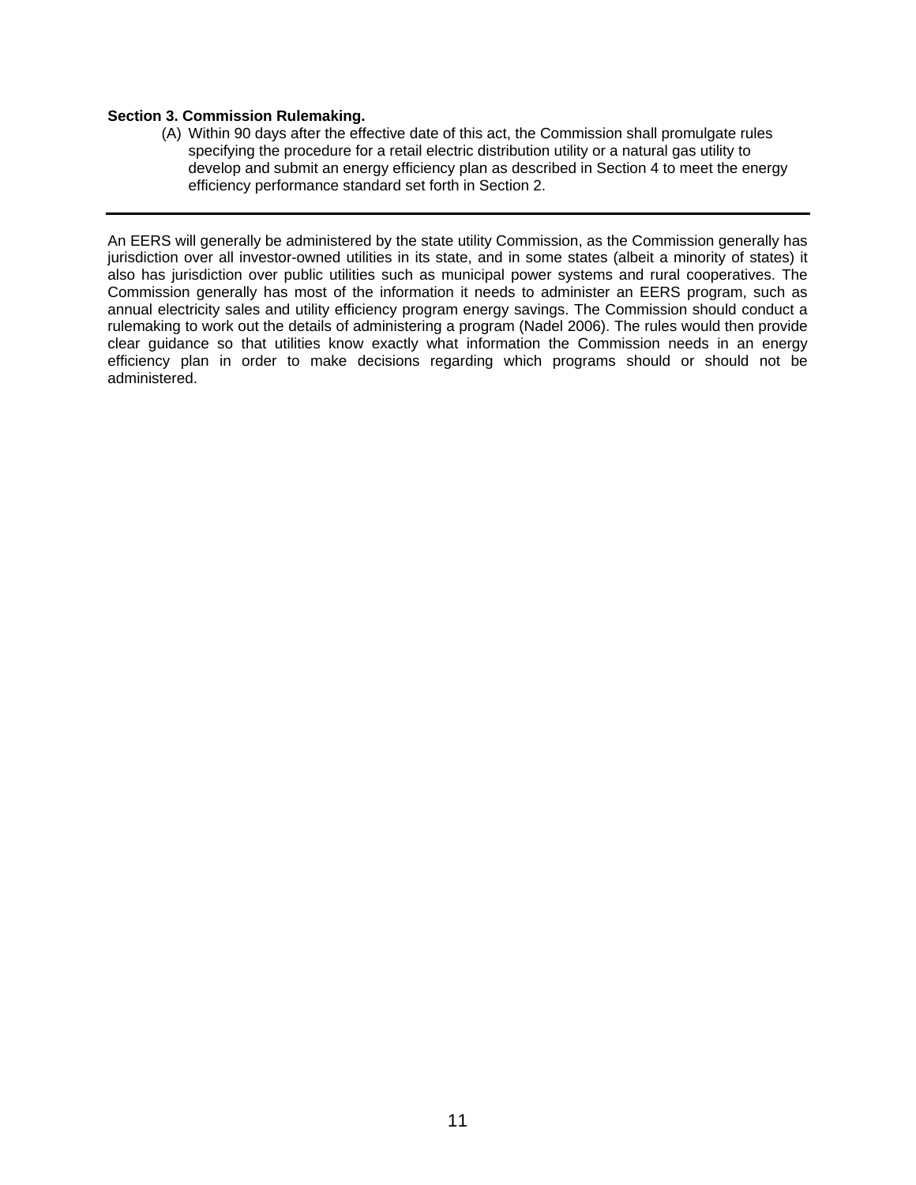**Section 3. Commission Rulemaking.**

(A) Within 90 days after the effective date of this act, the Commission shall promulgate rules specifying the procedure for a retail electric distribution utility or a natural gas utility to develop and submit an energy efficiency plan as described in Section 4 to meet the energy efficiency performance standard set forth in Section 2.

---

An EERS will generally be administered by the state utility Commission, as the Commission generally has jurisdiction over all investor-owned utilities in its state, and in some states (albeit a minority of states) it also has jurisdiction over public utilities such as municipal power systems and rural cooperatives. The Commission generally has most of the information it needs to administer an EERS program, such as annual electricity sales and utility efficiency program energy savings. The Commission should conduct a rulemaking to work out the details of administering a program (Nadel 2006). The rules would then provide clear guidance so that utilities know exactly what information the Commission needs in an energy efficiency plan in order to make decisions regarding which programs should or should not be administered.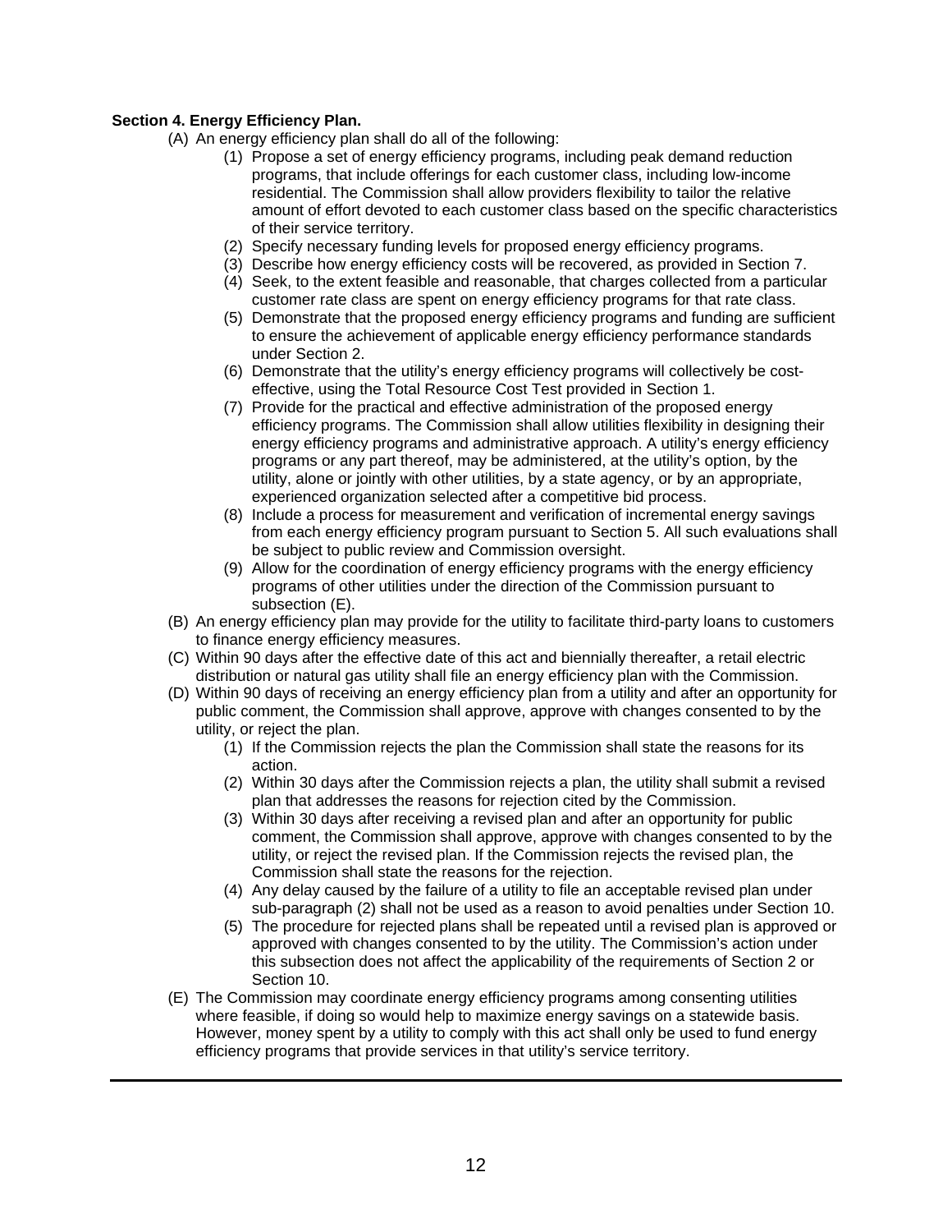**Section 4. Energy Efficiency Plan.**

(A) An energy efficiency plan shall do all of the following:

  (1) Propose a set of energy efficiency programs, including peak demand reduction programs, that include offerings for each customer class, including low-income residential. The Commission shall allow providers flexibility to tailor the relative amount of effort devoted to each customer class based on the specific characteristics of their service territory.

  (2) Specify necessary funding levels for proposed energy efficiency programs.

  (3) Describe how energy efficiency costs will be recovered, as provided in Section 7.

  (4) Seek, to the extent feasible and reasonable, that charges collected from a particular customer rate class are spent on energy efficiency programs for that rate class.

  (5) Demonstrate that the proposed energy efficiency programs and funding are sufficient to ensure the achievement of applicable energy efficiency performance standards under Section 2.

  (6) Demonstrate that the utility's energy efficiency programs will collectively be cost-effective, using the Total Resource Cost Test provided in Section 1.

  (7) Provide for the practical and effective administration of the proposed energy efficiency programs. The Commission shall allow utilities flexibility in designing their energy efficiency programs and administrative approach. A utility's energy efficiency programs or any part thereof, may be administered, at the utility's option, by the utility, alone or jointly with other utilities, by a state agency, or by an appropriate, experienced organization selected after a competitive bid process.

  (8) Include a process for measurement and verification of incremental energy savings from each energy efficiency program pursuant to Section 5. All such evaluations shall be subject to public review and Commission oversight.

  (9) Allow for the coordination of energy efficiency programs with the energy efficiency programs of other utilities under the direction of the Commission pursuant to subsection (E).

(B) An energy efficiency plan may provide for the utility to facilitate third-party loans to customers to finance energy efficiency measures.

(C) Within 90 days after the effective date of this act and biennially thereafter, a retail electric distribution or natural gas utility shall file an energy efficiency plan with the Commission.

(D) Within 90 days of receiving an energy efficiency plan from a utility and after an opportunity for public comment, the Commission shall approve, approve with changes consented to by the utility, or reject the plan.

  (1) If the Commission rejects the plan the Commission shall state the reasons for its action.

  (2) Within 30 days after the Commission rejects a plan, the utility shall submit a revised plan that addresses the reasons for rejection cited by the Commission.

  (3) Within 30 days after receiving a revised plan and after an opportunity for public comment, the Commission shall approve, approve with changes consented to by the utility, or reject the revised plan. If the Commission rejects the revised plan, the Commission shall state the reasons for the rejection.

  (4) Any delay caused by the failure of a utility to file an acceptable revised plan under sub-paragraph (2) shall not be used as a reason to avoid penalties under Section 10.

  (5) The procedure for rejected plans shall be repeated until a revised plan is approved or approved with changes consented to by the utility. The Commission's action under this subsection does not affect the applicability of the requirements of Section 2 or Section 10.

(E) The Commission may coordinate energy efficiency programs among consenting utilities where feasible, if doing so would help to maximize energy savings on a statewide basis. However, money spent by a utility to comply with this act shall only be used to fund energy efficiency programs that provide services in that utility's service territory.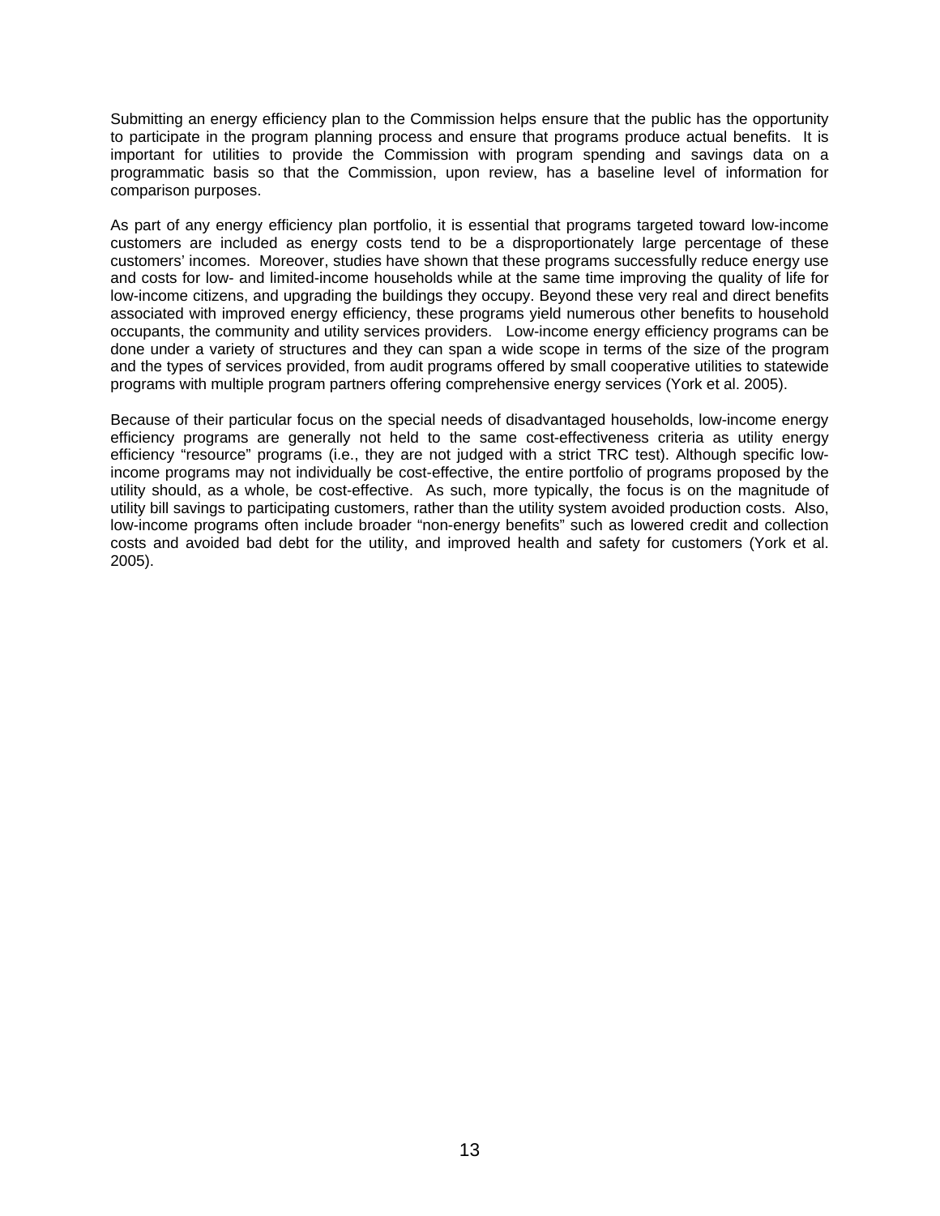Submitting an energy efficiency plan to the Commission helps ensure that the public has the opportunity to participate in the program planning process and ensure that programs produce actual benefits. It is important for utilities to provide the Commission with program spending and savings data on a programmatic basis so that the Commission, upon review, has a baseline level of information for comparison purposes.

As part of any energy efficiency plan portfolio, it is essential that programs targeted toward low-income customers are included as energy costs tend to be a disproportionately large percentage of these customers' incomes. Moreover, studies have shown that these programs successfully reduce energy use and costs for low- and limited-income households while at the same time improving the quality of life for low-income citizens, and upgrading the buildings they occupy. Beyond these very real and direct benefits associated with improved energy efficiency, these programs yield numerous other benefits to household occupants, the community and utility services providers. Low-income energy efficiency programs can be done under a variety of structures and they can span a wide scope in terms of the size of the program and the types of services provided, from audit programs offered by small cooperative utilities to statewide programs with multiple program partners offering comprehensive energy services (York et al. 2005).

Because of their particular focus on the special needs of disadvantaged households, low-income energy efficiency programs are generally not held to the same cost-effectiveness criteria as utility energy efficiency "resource" programs (i.e., they are not judged with a strict TRC test). Although specific low-income programs may not individually be cost-effective, the entire portfolio of programs proposed by the utility should, as a whole, be cost-effective. As such, more typically, the focus is on the magnitude of utility bill savings to participating customers, rather than the utility system avoided production costs. Also, low-income programs often include broader "non-energy benefits" such as lowered credit and collection costs and avoided bad debt for the utility, and improved health and safety for customers (York et al. 2005).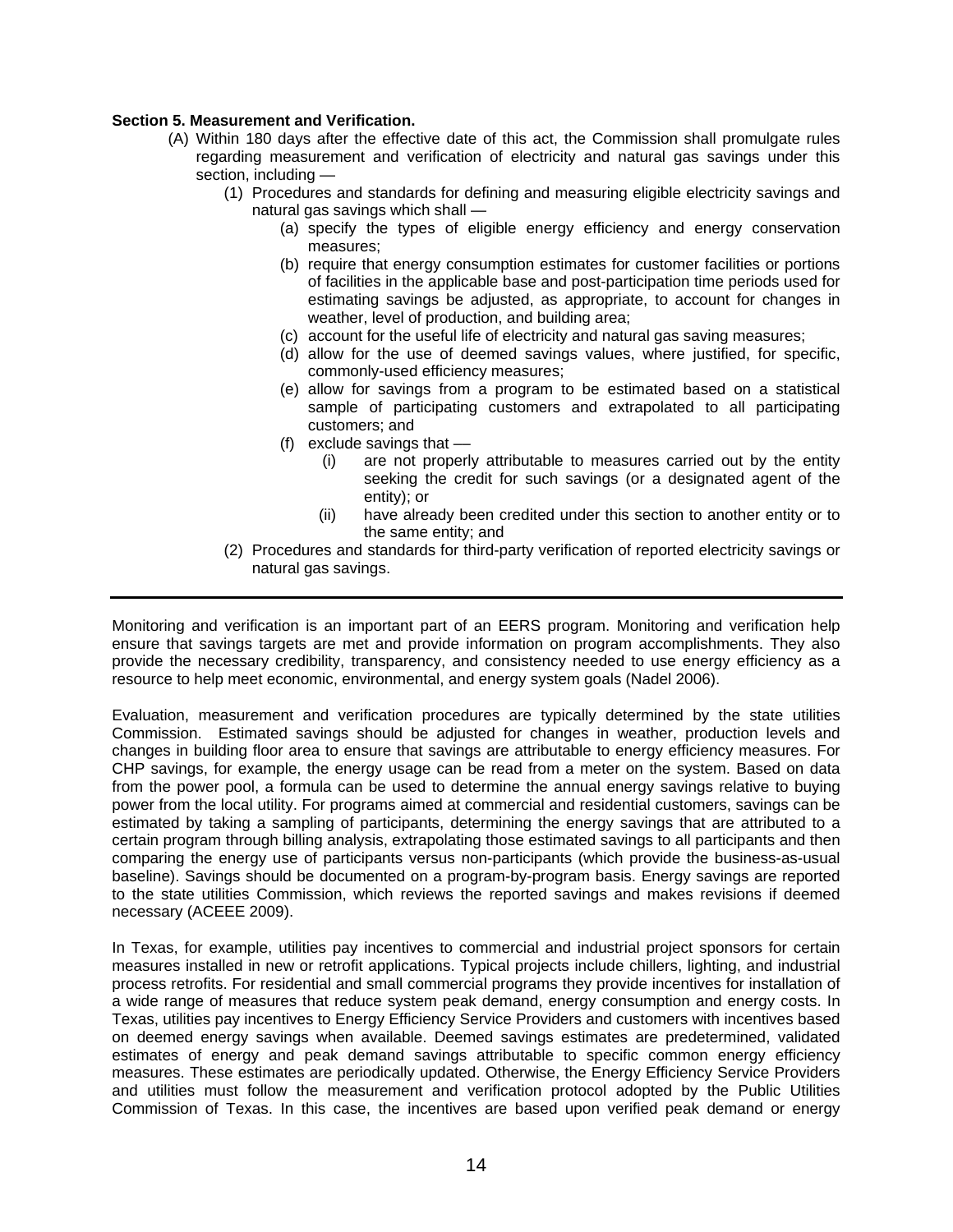**Section 5. Measurement and Verification.**

(A) Within 180 days after the effective date of this act, the Commission shall promulgate rules regarding measurement and verification of electricity and natural gas savings under this section, including —

  (1) Procedures and standards for defining and measuring eligible electricity savings and natural gas savings which shall —

    (a) specify the types of eligible energy efficiency and energy conservation measures;

    (b) require that energy consumption estimates for customer facilities or portions of facilities in the applicable base and post-participation time periods used for estimating savings be adjusted, as appropriate, to account for changes in weather, level of production, and building area;

    (c) account for the useful life of electricity and natural gas saving measures;

    (d) allow for the use of deemed savings values, where justified, for specific, commonly-used efficiency measures;

    (e) allow for savings from a program to be estimated based on a statistical sample of participating customers and extrapolated to all participating customers; and

    (f) exclude savings that —

      (i) are not properly attributable to measures carried out by the entity seeking the credit for such savings (or a designated agent of the entity); or

      (ii) have already been credited under this section to another entity or to the same entity; and

  (2) Procedures and standards for third-party verification of reported electricity savings or natural gas savings.

---

Monitoring and verification is an important part of an EERS program. Monitoring and verification help ensure that savings targets are met and provide information on program accomplishments. They also provide the necessary credibility, transparency, and consistency needed to use energy efficiency as a resource to help meet economic, environmental, and energy system goals (Nadel 2006).

Evaluation, measurement and verification procedures are typically determined by the state utilities Commission. Estimated savings should be adjusted for changes in weather, production levels and changes in building floor area to ensure that savings are attributable to energy efficiency measures. For CHP savings, for example, the energy usage can be read from a meter on the system. Based on data from the power pool, a formula can be used to determine the annual energy savings relative to buying power from the local utility. For programs aimed at commercial and residential customers, savings can be estimated by taking a sampling of participants, determining the energy savings that are attributed to a certain program through billing analysis, extrapolating those estimated savings to all participants and then comparing the energy use of participants versus non-participants (which provide the business-as-usual baseline). Savings should be documented on a program-by-program basis. Energy savings are reported to the state utilities Commission, which reviews the reported savings and makes revisions if deemed necessary (ACEEE 2009).

In Texas, for example, utilities pay incentives to commercial and industrial project sponsors for certain measures installed in new or retrofit applications. Typical projects include chillers, lighting, and industrial process retrofits. For residential and small commercial programs they provide incentives for installation of a wide range of measures that reduce system peak demand, energy consumption and energy costs. In Texas, utilities pay incentives to Energy Efficiency Service Providers and customers with incentives based on deemed energy savings when available. Deemed savings estimates are predetermined, validated estimates of energy and peak demand savings attributable to specific common energy efficiency measures. These estimates are periodically updated. Otherwise, the Energy Efficiency Service Providers and utilities must follow the measurement and verification protocol adopted by the Public Utilities Commission of Texas. In this case, the incentives are based upon verified peak demand or energy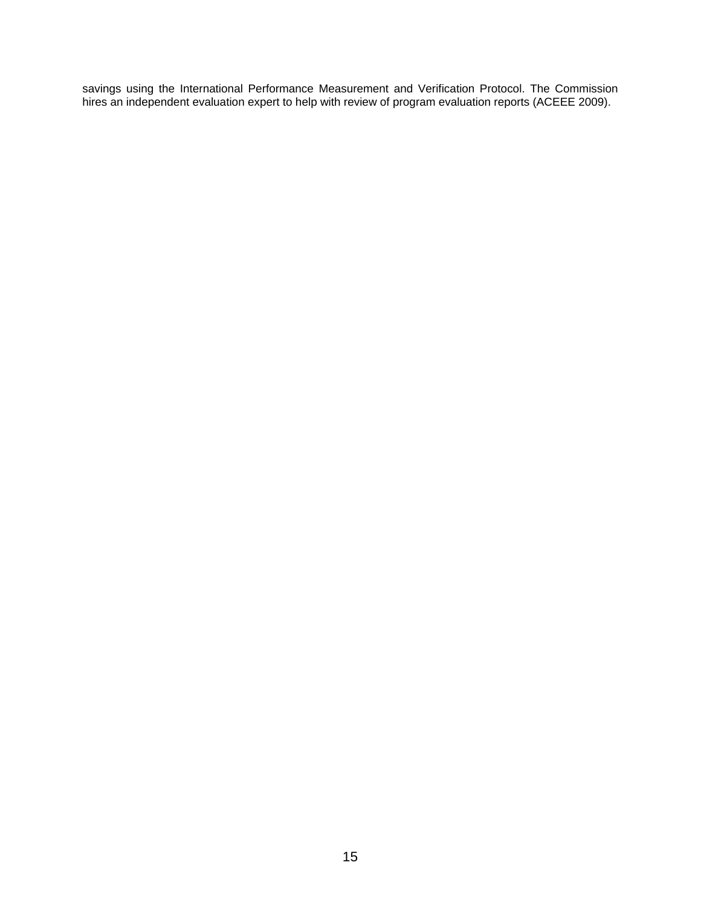savings using the International Performance Measurement and Verification Protocol. The Commission hires an independent evaluation expert to help with review of program evaluation reports (ACEEE 2009).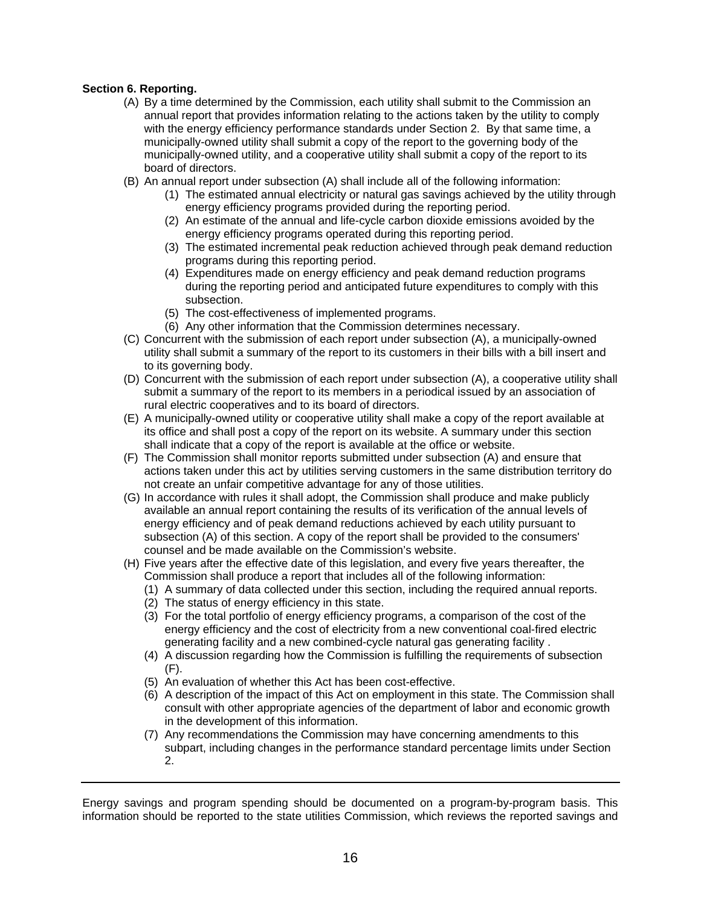**Section 6. Reporting.**

(A) By a time determined by the Commission, each utility shall submit to the Commission an annual report that provides information relating to the actions taken by the utility to comply with the energy efficiency performance standards under Section 2. By that same time, a municipally-owned utility shall submit a copy of the report to the governing body of the municipally-owned utility, and a cooperative utility shall submit a copy of the report to its board of directors.

(B) An annual report under subsection (A) shall include all of the following information:

  (1) The estimated annual electricity or natural gas savings achieved by the utility through energy efficiency programs provided during the reporting period.
  (2) An estimate of the annual and life-cycle carbon dioxide emissions avoided by the energy efficiency programs operated during this reporting period.
  (3) The estimated incremental peak reduction achieved through peak demand reduction programs during this reporting period.
  (4) Expenditures made on energy efficiency and peak demand reduction programs during the reporting period and anticipated future expenditures to comply with this subsection.
  (5) The cost-effectiveness of implemented programs.
  (6) Any other information that the Commission determines necessary.

(C) Concurrent with the submission of each report under subsection (A), a municipally-owned utility shall submit a summary of the report to its customers in their bills with a bill insert and to its governing body.

(D) Concurrent with the submission of each report under subsection (A), a cooperative utility shall submit a summary of the report to its members in a periodical issued by an association of rural electric cooperatives and to its board of directors.

(E) A municipally-owned utility or cooperative utility shall make a copy of the report available at its office and shall post a copy of the report on its website. A summary under this section shall indicate that a copy of the report is available at the office or website.

(F) The Commission shall monitor reports submitted under subsection (A) and ensure that actions taken under this act by utilities serving customers in the same distribution territory do not create an unfair competitive advantage for any of those utilities.

(G) In accordance with rules it shall adopt, the Commission shall produce and make publicly available an annual report containing the results of its verification of the annual levels of energy efficiency and of peak demand reductions achieved by each utility pursuant to subsection (A) of this section. A copy of the report shall be provided to the consumers' counsel and be made available on the Commission's website.

(H) Five years after the effective date of this legislation, and every five years thereafter, the Commission shall produce a report that includes all of the following information:

  (1) A summary of data collected under this section, including the required annual reports.
  (2) The status of energy efficiency in this state.
  (3) For the total portfolio of energy efficiency programs, a comparison of the cost of the energy efficiency and the cost of electricity from a new conventional coal-fired electric generating facility and a new combined-cycle natural gas generating facility .
  (4) A discussion regarding how the Commission is fulfilling the requirements of subsection (F).
  (5) An evaluation of whether this Act has been cost-effective.
  (6) A description of the impact of this Act on employment in this state. The Commission shall consult with other appropriate agencies of the department of labor and economic growth in the development of this information.
  (7) Any recommendations the Commission may have concerning amendments to this subpart, including changes in the performance standard percentage limits under Section 2.

---

Energy savings and program spending should be documented on a program-by-program basis. This information should be reported to the state utilities Commission, which reviews the reported savings and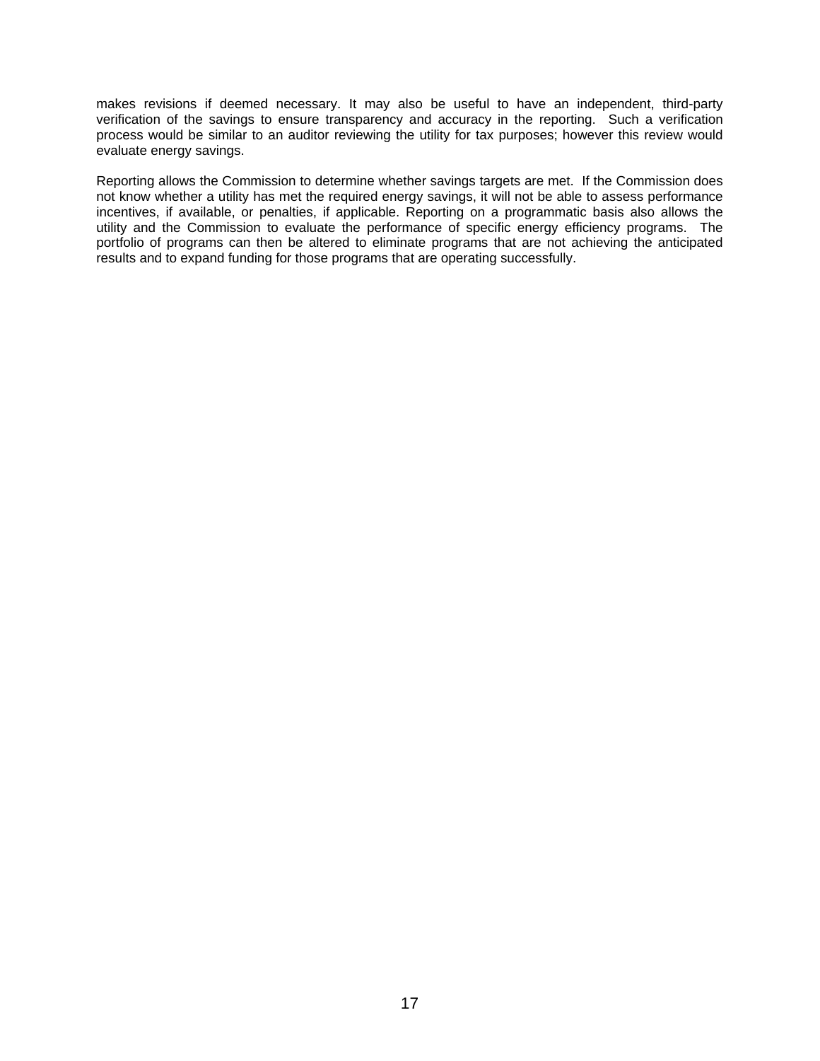makes revisions if deemed necessary. It may also be useful to have an independent, third-party verification of the savings to ensure transparency and accuracy in the reporting. Such a verification process would be similar to an auditor reviewing the utility for tax purposes; however this review would evaluate energy savings.

Reporting allows the Commission to determine whether savings targets are met. If the Commission does not know whether a utility has met the required energy savings, it will not be able to assess performance incentives, if available, or penalties, if applicable. Reporting on a programmatic basis also allows the utility and the Commission to evaluate the performance of specific energy efficiency programs. The portfolio of programs can then be altered to eliminate programs that are not achieving the anticipated results and to expand funding for those programs that are operating successfully.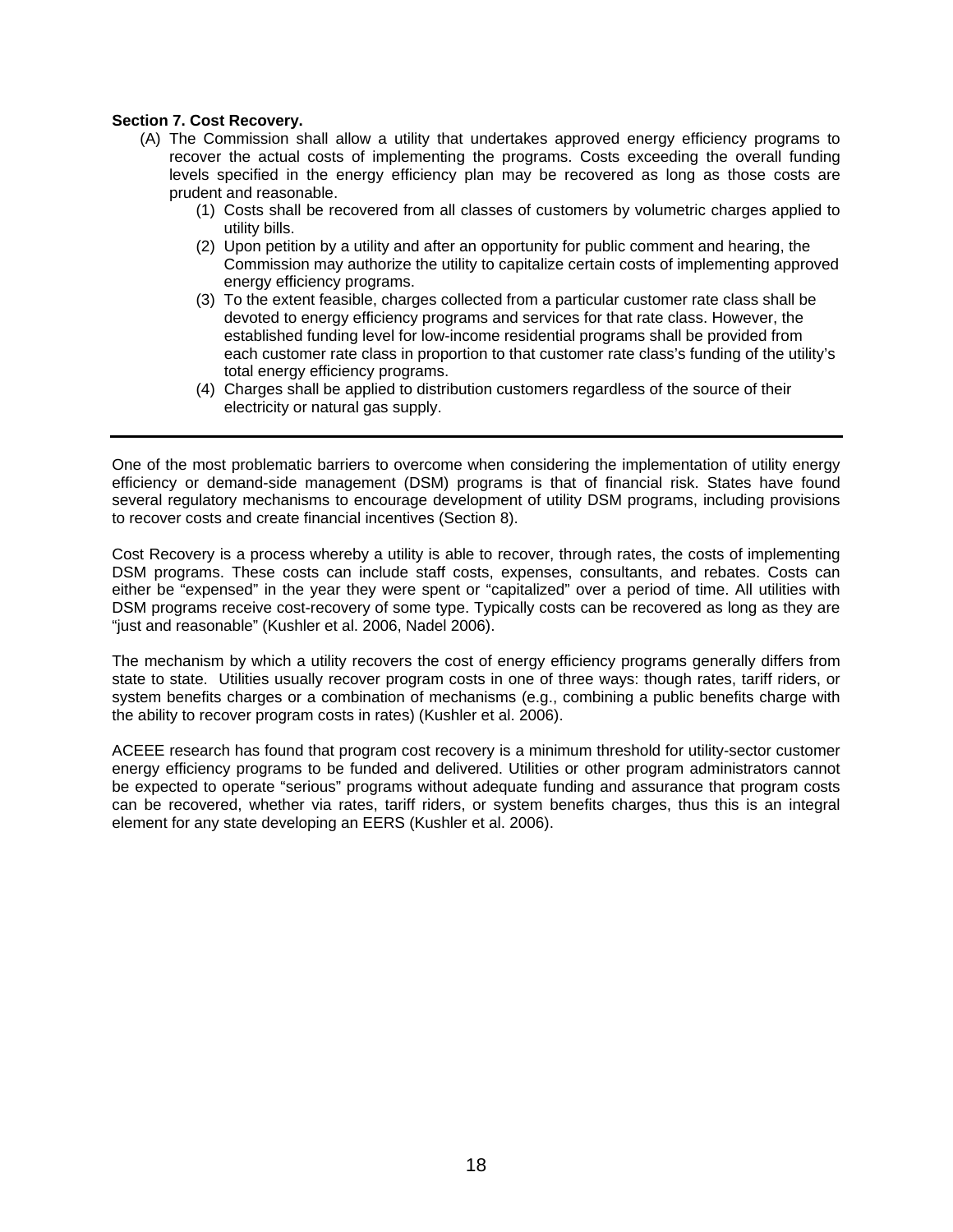**Section 7. Cost Recovery.**

(A) The Commission shall allow a utility that undertakes approved energy efficiency programs to recover the actual costs of implementing the programs. Costs exceeding the overall funding levels specified in the energy efficiency plan may be recovered as long as those costs are prudent and reasonable.

(1) Costs shall be recovered from all classes of customers by volumetric charges applied to utility bills.

(2) Upon petition by a utility and after an opportunity for public comment and hearing, the Commission may authorize the utility to capitalize certain costs of implementing approved energy efficiency programs.

(3) To the extent feasible, charges collected from a particular customer rate class shall be devoted to energy efficiency programs and services for that rate class. However, the established funding level for low-income residential programs shall be provided from each customer rate class in proportion to that customer rate class's funding of the utility's total energy efficiency programs.

(4) Charges shall be applied to distribution customers regardless of the source of their electricity or natural gas supply.

---

One of the most problematic barriers to overcome when considering the implementation of utility energy efficiency or demand-side management (DSM) programs is that of financial risk. States have found several regulatory mechanisms to encourage development of utility DSM programs, including provisions to recover costs and create financial incentives (Section 8).

Cost Recovery is a process whereby a utility is able to recover, through rates, the costs of implementing DSM programs. These costs can include staff costs, expenses, consultants, and rebates. Costs can either be "expensed" in the year they were spent or "capitalized" over a period of time. All utilities with DSM programs receive cost-recovery of some type. Typically costs can be recovered as long as they are "just and reasonable" (Kushler et al. 2006, Nadel 2006).

The mechanism by which a utility recovers the cost of energy efficiency programs generally differs from state to state. Utilities usually recover program costs in one of three ways: though rates, tariff riders, or system benefits charges or a combination of mechanisms (e.g., combining a public benefits charge with the ability to recover program costs in rates) (Kushler et al. 2006).

ACEEE research has found that program cost recovery is a minimum threshold for utility-sector customer energy efficiency programs to be funded and delivered. Utilities or other program administrators cannot be expected to operate "serious" programs without adequate funding and assurance that program costs can be recovered, whether via rates, tariff riders, or system benefits charges, thus this is an integral element for any state developing an EERS (Kushler et al. 2006).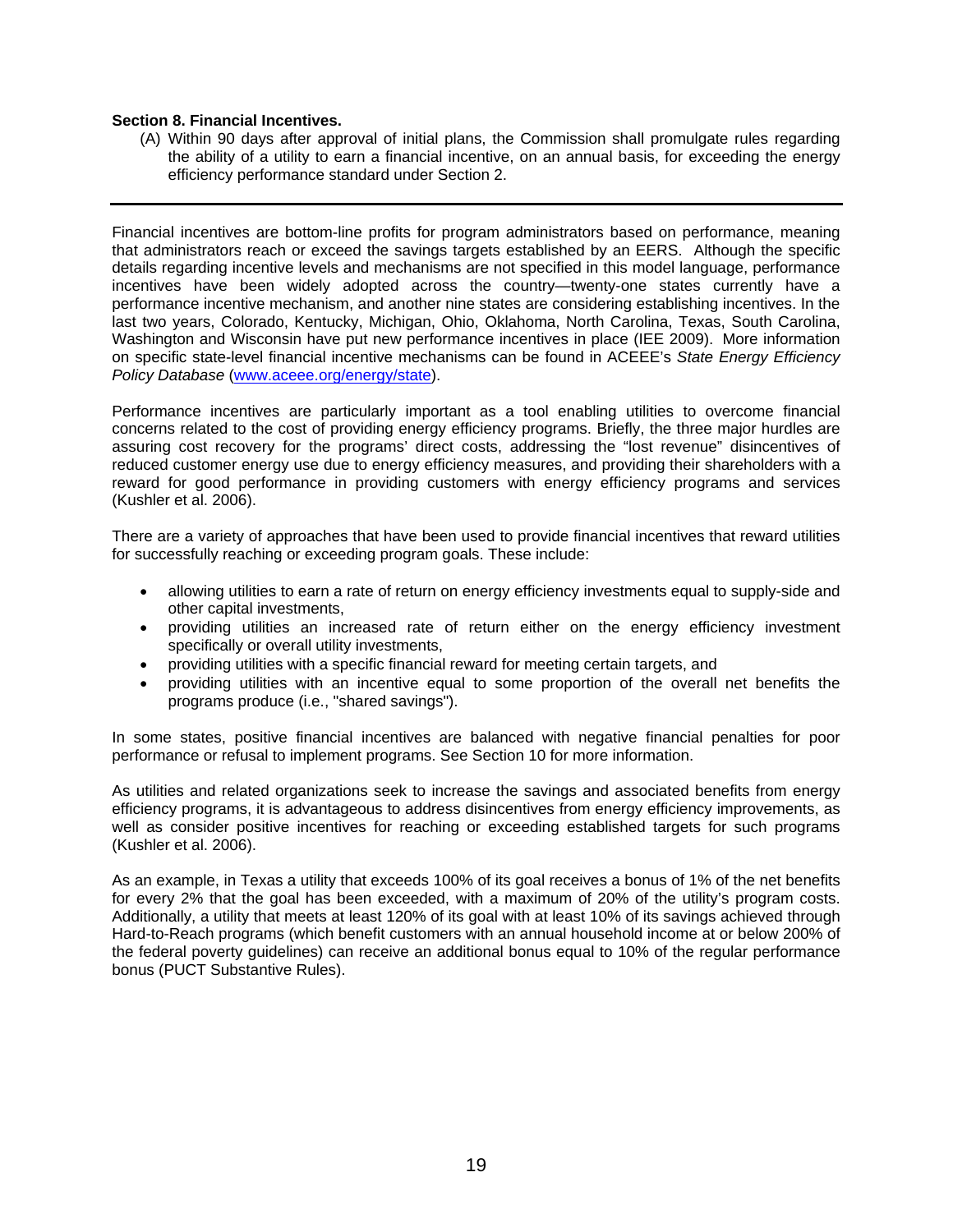**Section 8. Financial Incentives.**

(A) Within 90 days after approval of initial plans, the Commission shall promulgate rules regarding the ability of a utility to earn a financial incentive, on an annual basis, for exceeding the energy efficiency performance standard under Section 2.

---

Financial incentives are bottom-line profits for program administrators based on performance, meaning that administrators reach or exceed the savings targets established by an EERS. Although the specific details regarding incentive levels and mechanisms are not specified in this model language, performance incentives have been widely adopted across the country—twenty-one states currently have a performance incentive mechanism, and another nine states are considering establishing incentives. In the last two years, Colorado, Kentucky, Michigan, Ohio, Oklahoma, North Carolina, Texas, South Carolina, Washington and Wisconsin have put new performance incentives in place (IEE 2009). More information on specific state-level financial incentive mechanisms can be found in ACEEE's *State Energy Efficiency Policy Database* ([www.aceee.org/energy/state](www.aceee.org/energy/state)).

Performance incentives are particularly important as a tool enabling utilities to overcome financial concerns related to the cost of providing energy efficiency programs. Briefly, the three major hurdles are assuring cost recovery for the programs' direct costs, addressing the "lost revenue" disincentives of reduced customer energy use due to energy efficiency measures, and providing their shareholders with a reward for good performance in providing customers with energy efficiency programs and services (Kushler et al. 2006).

There are a variety of approaches that have been used to provide financial incentives that reward utilities for successfully reaching or exceeding program goals. These include:

- allowing utilities to earn a rate of return on energy efficiency investments equal to supply-side and other capital investments,
- providing utilities an increased rate of return either on the energy efficiency investment specifically or overall utility investments,
- providing utilities with a specific financial reward for meeting certain targets, and
- providing utilities with an incentive equal to some proportion of the overall net benefits the programs produce (i.e., "shared savings").

In some states, positive financial incentives are balanced with negative financial penalties for poor performance or refusal to implement programs. See Section 10 for more information.

As utilities and related organizations seek to increase the savings and associated benefits from energy efficiency programs, it is advantageous to address disincentives from energy efficiency improvements, as well as consider positive incentives for reaching or exceeding established targets for such programs (Kushler et al. 2006).

As an example, in Texas a utility that exceeds 100% of its goal receives a bonus of 1% of the net benefits for every 2% that the goal has been exceeded, with a maximum of 20% of the utility's program costs. Additionally, a utility that meets at least 120% of its goal with at least 10% of its savings achieved through Hard-to-Reach programs (which benefit customers with an annual household income at or below 200% of the federal poverty guidelines) can receive an additional bonus equal to 10% of the regular performance bonus (PUCT Substantive Rules).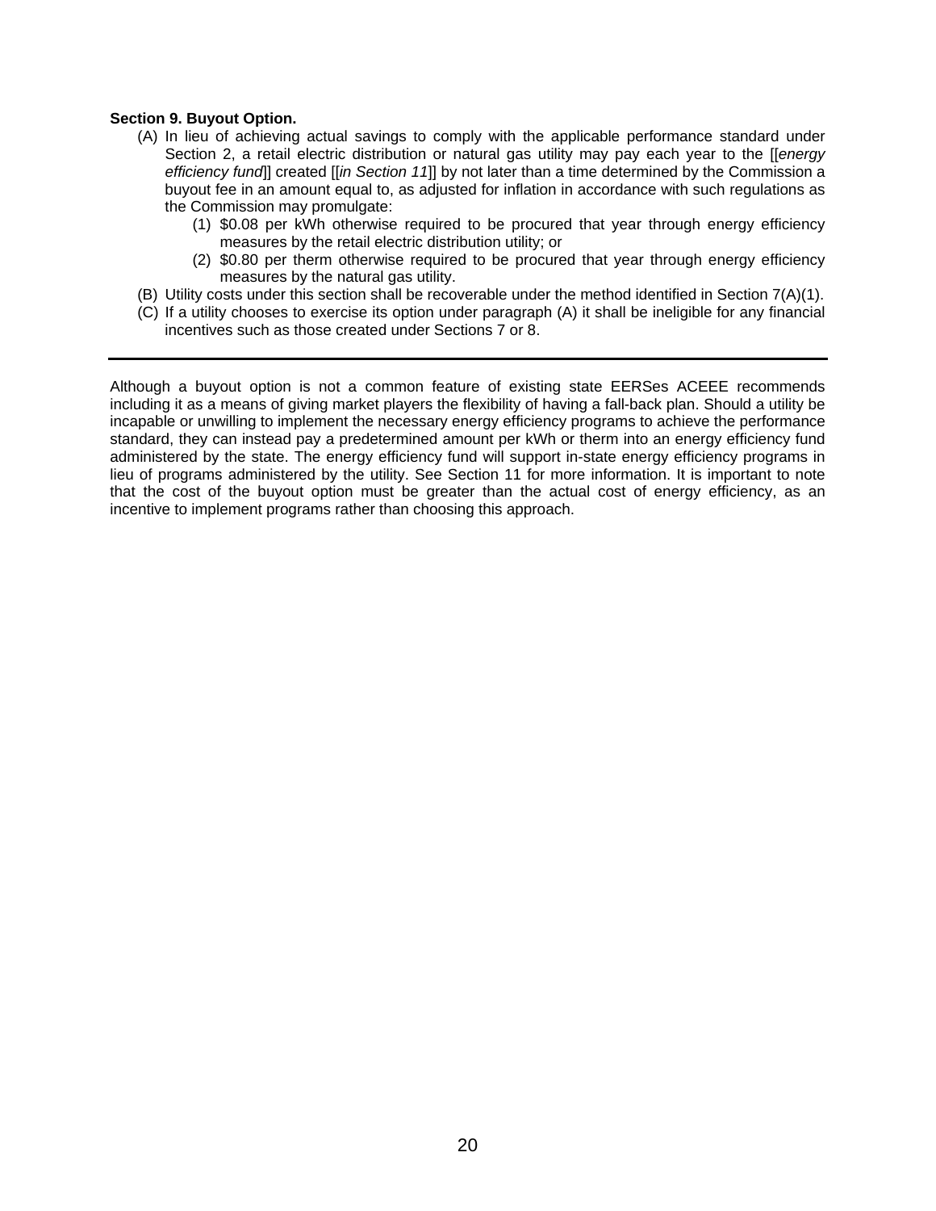**Section 9. Buyout Option.**

(A) In lieu of achieving actual savings to comply with the applicable performance standard under Section 2, a retail electric distribution or natural gas utility may pay each year to the [[*energy efficiency fund*]] created [[*in Section 11*]] by not later than a time determined by the Commission a buyout fee in an amount equal to, as adjusted for inflation in accordance with such regulations as the Commission may promulgate:

(1) $0.08 per kWh otherwise required to be procured that year through energy efficiency measures by the retail electric distribution utility; or

(2) $0.80 per therm otherwise required to be procured that year through energy efficiency measures by the natural gas utility.

(B) Utility costs under this section shall be recoverable under the method identified in Section 7(A)(1).

(C) If a utility chooses to exercise its option under paragraph (A) it shall be ineligible for any financial incentives such as those created under Sections 7 or 8.

---

Although a buyout option is not a common feature of existing state EERSes ACEEE recommends including it as a means of giving market players the flexibility of having a fall-back plan. Should a utility be incapable or unwilling to implement the necessary energy efficiency programs to achieve the performance standard, they can instead pay a predetermined amount per kWh or therm into an energy efficiency fund administered by the state. The energy efficiency fund will support in-state energy efficiency programs in lieu of programs administered by the utility. See Section 11 for more information. It is important to note that the cost of the buyout option must be greater than the actual cost of energy efficiency, as an incentive to implement programs rather than choosing this approach.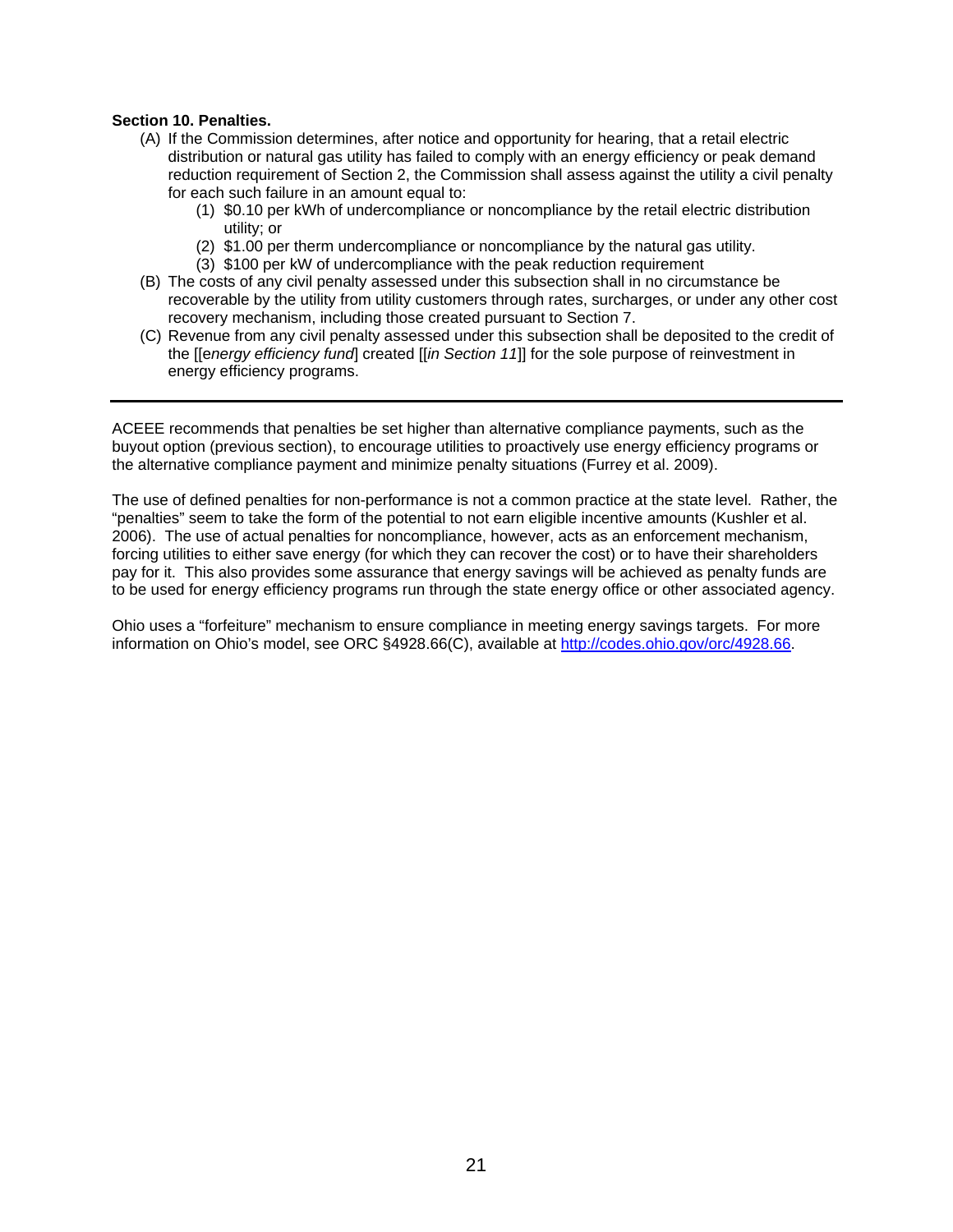**Section 10. Penalties.**

(A) If the Commission determines, after notice and opportunity for hearing, that a retail electric distribution or natural gas utility has failed to comply with an energy efficiency or peak demand reduction requirement of Section 2, the Commission shall assess against the utility a civil penalty for each such failure in an amount equal to:

  (1) $0.10 per kWh of undercompliance or noncompliance by the retail electric distribution utility; or
  
  (2) $1.00 per therm undercompliance or noncompliance by the natural gas utility.
  
  (3) $100 per kW of undercompliance with the peak reduction requirement

(B) The costs of any civil penalty assessed under this subsection shall in no circumstance be recoverable by the utility from utility customers through rates, surcharges, or under any other cost recovery mechanism, including those created pursuant to Section 7.

(C) Revenue from any civil penalty assessed under this subsection shall be deposited to the credit of the [[e*nergy efficiency fund*] created [[*in Section 11*]] for the sole purpose of reinvestment in energy efficiency programs.

---

ACEEE recommends that penalties be set higher than alternative compliance payments, such as the buyout option (previous section), to encourage utilities to proactively use energy efficiency programs or the alternative compliance payment and minimize penalty situations (Furrey et al. 2009).

The use of defined penalties for non-performance is not a common practice at the state level. Rather, the "penalties" seem to take the form of the potential to not earn eligible incentive amounts (Kushler et al. 2006). The use of actual penalties for noncompliance, however, acts as an enforcement mechanism, forcing utilities to either save energy (for which they can recover the cost) or to have their shareholders pay for it. This also provides some assurance that energy savings will be achieved as penalty funds are to be used for energy efficiency programs run through the state energy office or other associated agency.

Ohio uses a "forfeiture" mechanism to ensure compliance in meeting energy savings targets. For more information on Ohio's model, see ORC §4928.66(C), available at http://codes.ohio.gov/orc/4928.66.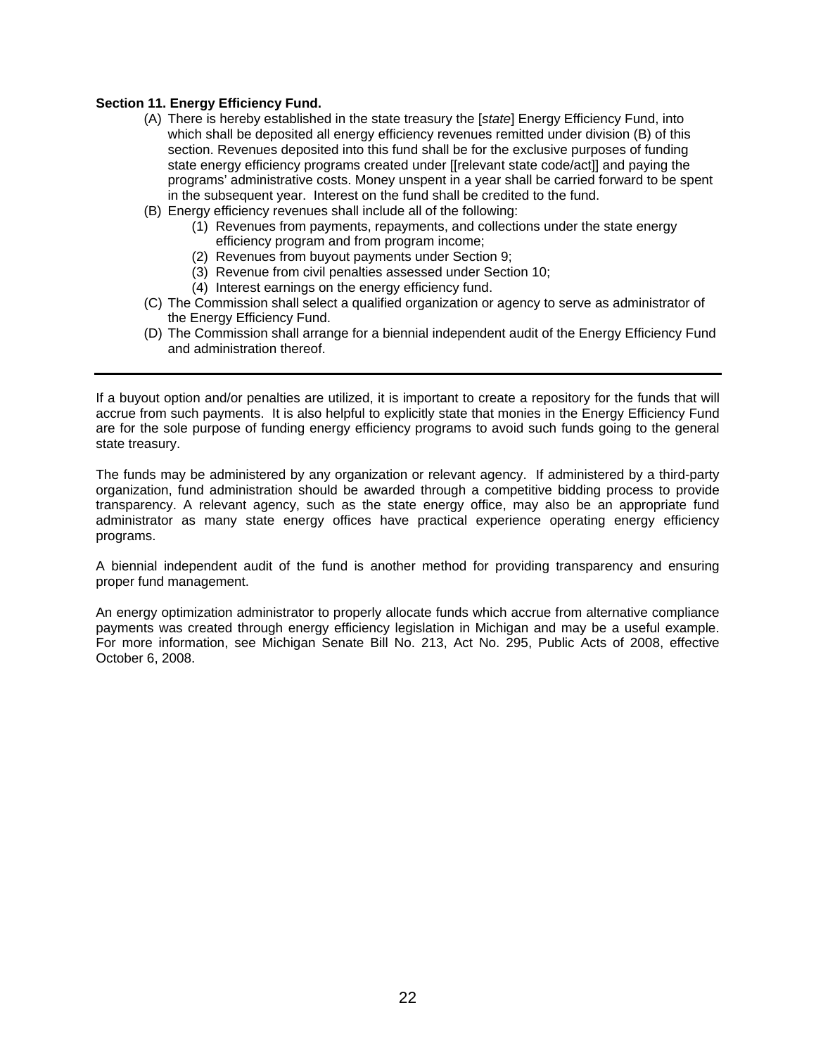**Section 11. Energy Efficiency Fund.**

(A) There is hereby established in the state treasury the [*state*] Energy Efficiency Fund, into which shall be deposited all energy efficiency revenues remitted under division (B) of this section. Revenues deposited into this fund shall be for the exclusive purposes of funding state energy efficiency programs created under [[relevant state code/act]] and paying the programs' administrative costs. Money unspent in a year shall be carried forward to be spent in the subsequent year. Interest on the fund shall be credited to the fund.

(B) Energy efficiency revenues shall include all of the following:

  (1) Revenues from payments, repayments, and collections under the state energy efficiency program and from program income;

  (2) Revenues from buyout payments under Section 9;

  (3) Revenue from civil penalties assessed under Section 10;

  (4) Interest earnings on the energy efficiency fund.

(C) The Commission shall select a qualified organization or agency to serve as administrator of the Energy Efficiency Fund.

(D) The Commission shall arrange for a biennial independent audit of the Energy Efficiency Fund and administration thereof.

---

If a buyout option and/or penalties are utilized, it is important to create a repository for the funds that will accrue from such payments. It is also helpful to explicitly state that monies in the Energy Efficiency Fund are for the sole purpose of funding energy efficiency programs to avoid such funds going to the general state treasury.

The funds may be administered by any organization or relevant agency. If administered by a third-party organization, fund administration should be awarded through a competitive bidding process to provide transparency. A relevant agency, such as the state energy office, may also be an appropriate fund administrator as many state energy offices have practical experience operating energy efficiency programs.

A biennial independent audit of the fund is another method for providing transparency and ensuring proper fund management.

An energy optimization administrator to properly allocate funds which accrue from alternative compliance payments was created through energy efficiency legislation in Michigan and may be a useful example. For more information, see Michigan Senate Bill No. 213, Act No. 295, Public Acts of 2008, effective October 6, 2008.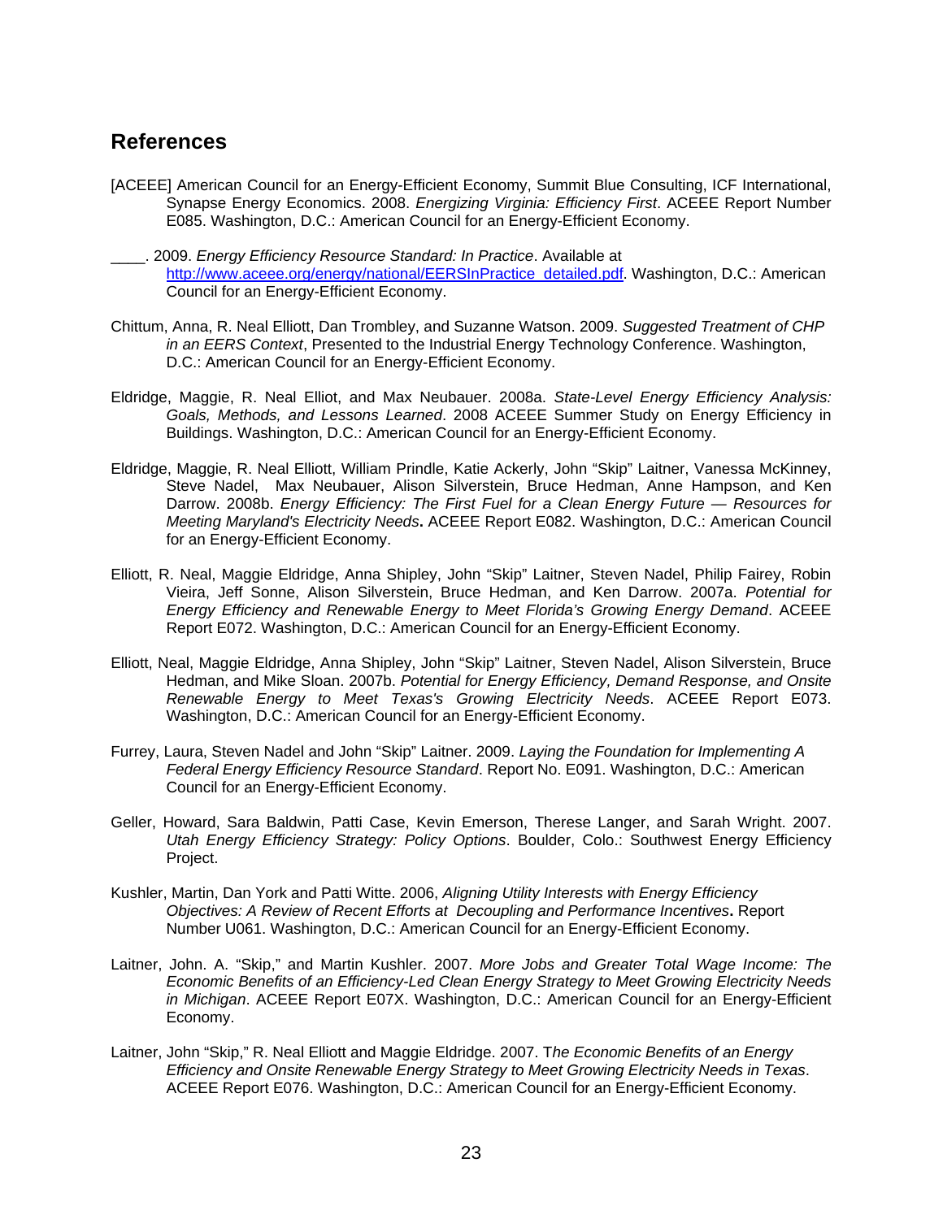## References

[ACEEE] American Council for an Energy-Efficient Economy, Summit Blue Consulting, ICF International, Synapse Energy Economics. 2008. *Energizing Virginia: Efficiency First*. ACEEE Report Number E085. Washington, D.C.: American Council for an Energy-Efficient Economy.

____. 2009. *Energy Efficiency Resource Standard: In Practice*. Available at http://www.aceee.org/energy/national/EERSInPractice_detailed.pdf. Washington, D.C.: American Council for an Energy-Efficient Economy.

Chittum, Anna, R. Neal Elliott, Dan Trombley, and Suzanne Watson. 2009. *Suggested Treatment of CHP in an EERS Context*, Presented to the Industrial Energy Technology Conference. Washington, D.C.: American Council for an Energy-Efficient Economy.

Eldridge, Maggie, R. Neal Elliot, and Max Neubauer. 2008a. *State-Level Energy Efficiency Analysis: Goals, Methods, and Lessons Learned*. 2008 ACEEE Summer Study on Energy Efficiency in Buildings. Washington, D.C.: American Council for an Energy-Efficient Economy.

Eldridge, Maggie, R. Neal Elliott, William Prindle, Katie Ackerly, John "Skip" Laitner, Vanessa McKinney, Steve Nadel, Max Neubauer, Alison Silverstein, Bruce Hedman, Anne Hampson, and Ken Darrow. 2008b. *Energy Efficiency: The First Fuel for a Clean Energy Future — Resources for Meeting Maryland's Electricity Needs*. ACEEE Report E082. Washington, D.C.: American Council for an Energy-Efficient Economy.

Elliott, R. Neal, Maggie Eldridge, Anna Shipley, John "Skip" Laitner, Steven Nadel, Philip Fairey, Robin Vieira, Jeff Sonne, Alison Silverstein, Bruce Hedman, and Ken Darrow. 2007a. *Potential for Energy Efficiency and Renewable Energy to Meet Florida's Growing Energy Demand*. ACEEE Report E072. Washington, D.C.: American Council for an Energy-Efficient Economy.

Elliott, Neal, Maggie Eldridge, Anna Shipley, John "Skip" Laitner, Steven Nadel, Alison Silverstein, Bruce Hedman, and Mike Sloan. 2007b. *Potential for Energy Efficiency, Demand Response, and Onsite Renewable Energy to Meet Texas's Growing Electricity Needs*. ACEEE Report E073. Washington, D.C.: American Council for an Energy-Efficient Economy.

Furrey, Laura, Steven Nadel and John "Skip" Laitner. 2009. *Laying the Foundation for Implementing A Federal Energy Efficiency Resource Standard*. Report No. E091. Washington, D.C.: American Council for an Energy-Efficient Economy.

Geller, Howard, Sara Baldwin, Patti Case, Kevin Emerson, Therese Langer, and Sarah Wright. 2007. *Utah Energy Efficiency Strategy: Policy Options*. Boulder, Colo.: Southwest Energy Efficiency Project.

Kushler, Martin, Dan York and Patti Witte. 2006, *Aligning Utility Interests with Energy Efficiency Objectives: A Review of Recent Efforts at Decoupling and Performance Incentives*. Report Number U061. Washington, D.C.: American Council for an Energy-Efficient Economy.

Laitner, John. A. "Skip," and Martin Kushler. 2007. *More Jobs and Greater Total Wage Income: The Economic Benefits of an Efficiency-Led Clean Energy Strategy to Meet Growing Electricity Needs in Michigan*. ACEEE Report E07X. Washington, D.C.: American Council for an Energy-Efficient Economy.

Laitner, John "Skip," R. Neal Elliott and Maggie Eldridge. 2007. T*he Economic Benefits of an Energy Efficiency and Onsite Renewable Energy Strategy to Meet Growing Electricity Needs in Texas*. ACEEE Report E076. Washington, D.C.: American Council for an Energy-Efficient Economy.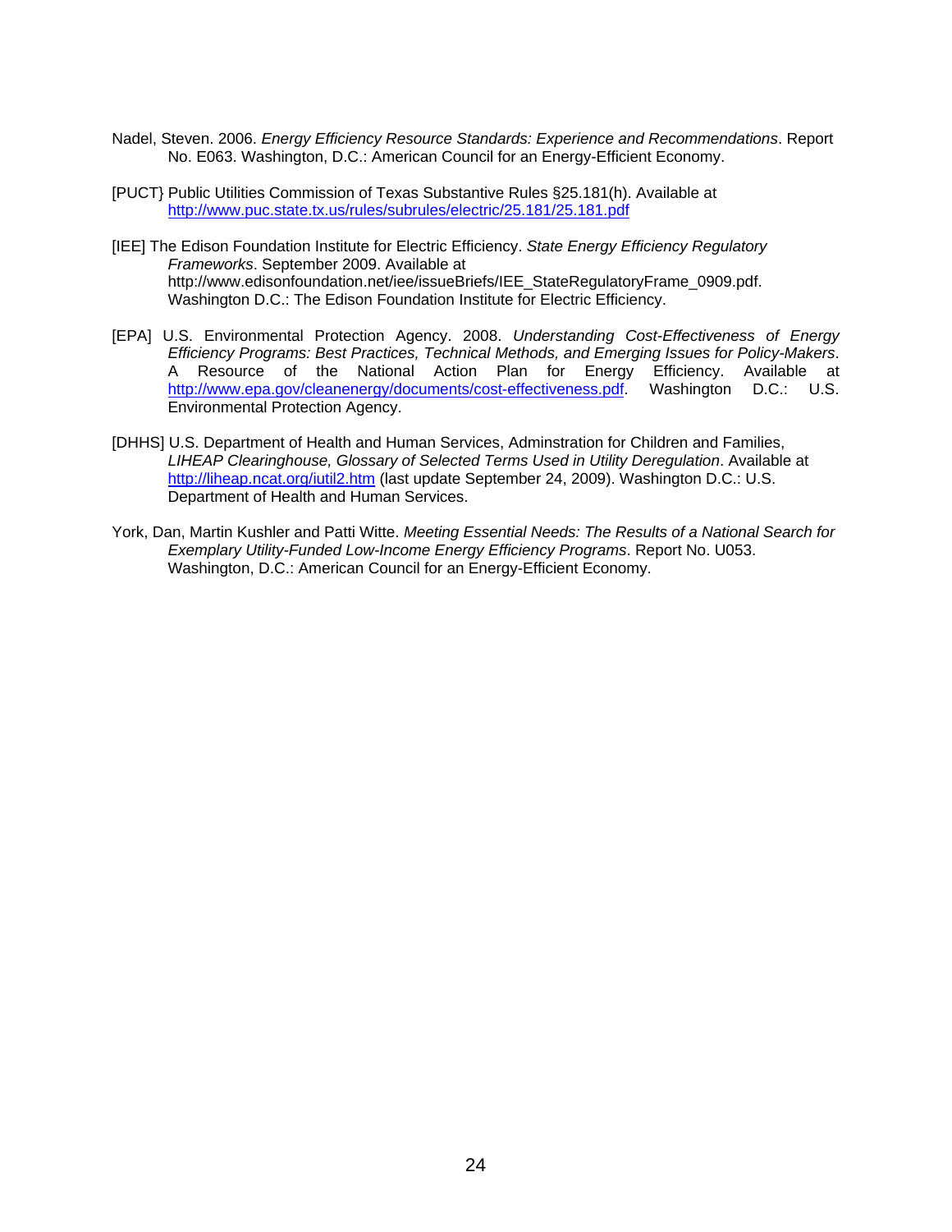Nadel, Steven. 2006. *Energy Efficiency Resource Standards: Experience and Recommendations*. Report No. E063. Washington, D.C.: American Council for an Energy-Efficient Economy.

[PUCT} Public Utilities Commission of Texas Substantive Rules §25.181(h). Available at http://www.puc.state.tx.us/rules/subrules/electric/25.181/25.181.pdf

[IEE] The Edison Foundation Institute for Electric Efficiency. *State Energy Efficiency Regulatory Frameworks*. September 2009. Available at http://www.edisonfoundation.net/iee/issueBriefs/IEE_StateRegulatoryFrame_0909.pdf. Washington D.C.: The Edison Foundation Institute for Electric Efficiency.

[EPA] U.S. Environmental Protection Agency. 2008. *Understanding Cost-Effectiveness of Energy Efficiency Programs: Best Practices, Technical Methods, and Emerging Issues for Policy-Makers*. A Resource of the National Action Plan for Energy Efficiency. Available at http://www.epa.gov/cleanenergy/documents/cost-effectiveness.pdf. Washington D.C.: U.S. Environmental Protection Agency.

[DHHS] U.S. Department of Health and Human Services, Adminstration for Children and Families, *LIHEAP Clearinghouse, Glossary of Selected Terms Used in Utility Deregulation*. Available at http://liheap.ncat.org/iutil2.htm (last update September 24, 2009). Washington D.C.: U.S. Department of Health and Human Services.

York, Dan, Martin Kushler and Patti Witte. *Meeting Essential Needs: The Results of a National Search for Exemplary Utility-Funded Low-Income Energy Efficiency Programs*. Report No. U053. Washington, D.C.: American Council for an Energy-Efficient Economy.